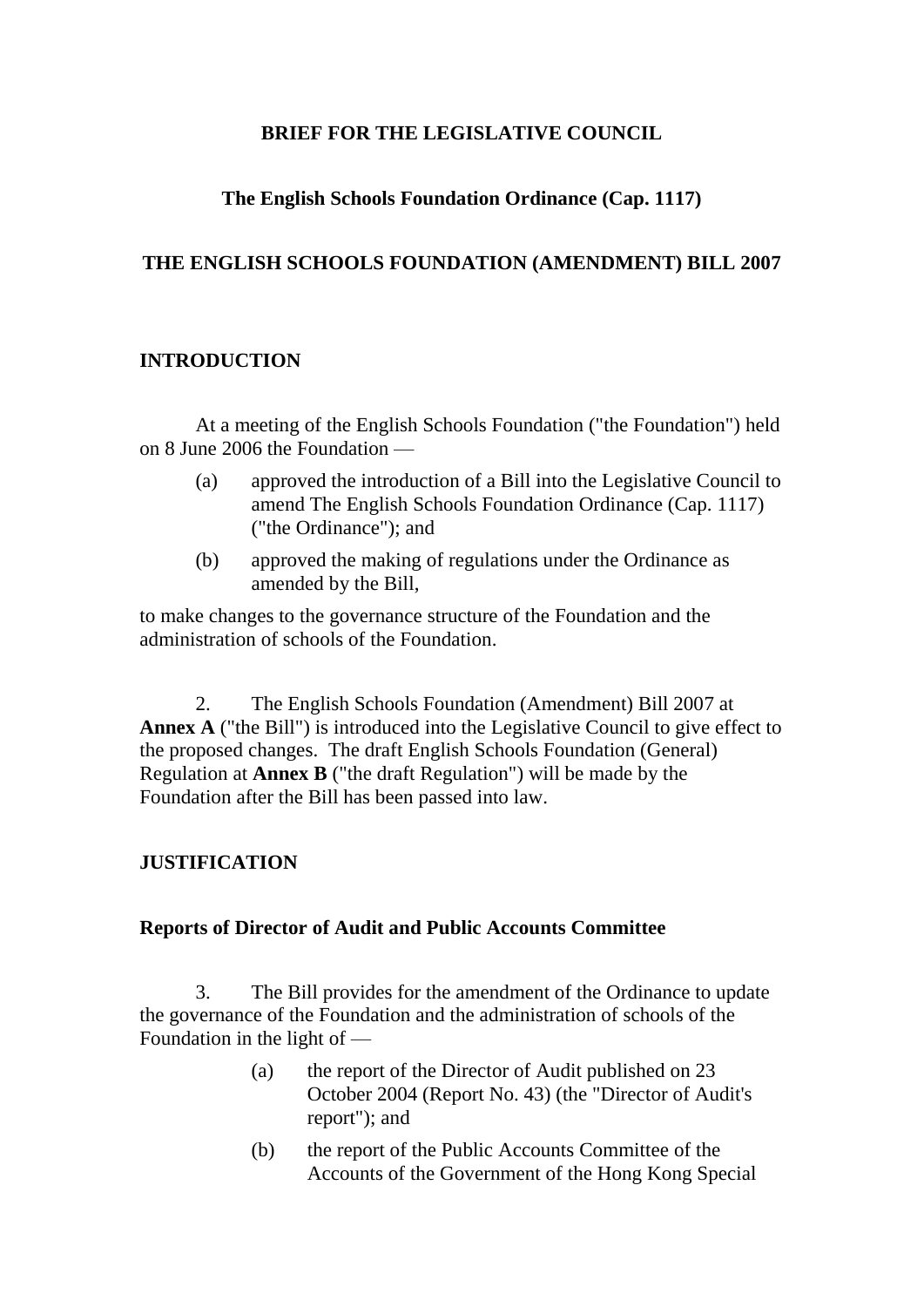# BRIEF FOR THE LEGISLATIVE COUNCIL

## The English Schools Foundation Ordinance (Cap. 1117)

## THE ENGLISH SCHOOLS FOUNDATION (AMENDMENT) BILL 2007

### INTRODUCTION

At a meeting of the English Schools Foundation ("the Foundation") held on 8 June 2006 the Foundation —

(a) approved the introduction of a Bill into the Legislative Council to amend The English Schools Foundation Ordinance (Cap. 1117) ("the Ordinance"); and

(b) approved the making of regulations under the Ordinance as amended by the Bill,

to make changes to the governance structure of the Foundation and the administration of schools of the Foundation.

2. The English Schools Foundation (Amendment) Bill 2007 at **Annex A** ("the Bill") is introduced into the Legislative Council to give effect to the proposed changes. The draft English Schools Foundation (General) Regulation at **Annex B** ("the draft Regulation") will be made by the Foundation after the Bill has been passed into law.

### JUSTIFICATION

#### Reports of Director of Audit and Public Accounts Committee

3. The Bill provides for the amendment of the Ordinance to update the governance of the Foundation and the administration of schools of the Foundation in the light of —

(a) the report of the Director of Audit published on 23 October 2004 (Report No. 43) (the "Director of Audit's report"); and

(b) the report of the Public Accounts Committee of the Accounts of the Government of the Hong Kong Special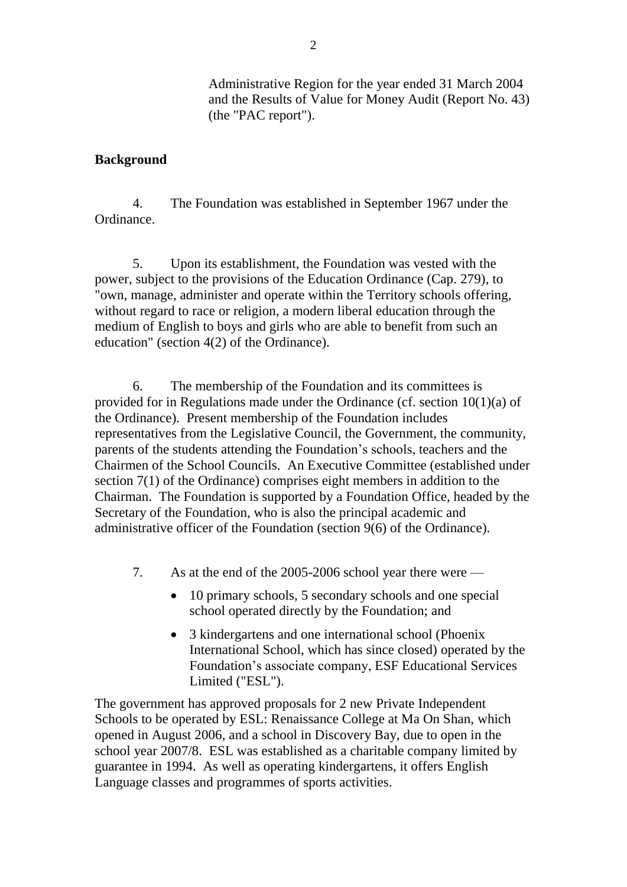Administrative Region for the year ended 31 March 2004 and the Results of Value for Money Audit (Report No. 43) (the "PAC report").

**Background**

4. The Foundation was established in September 1967 under the Ordinance.

5. Upon its establishment, the Foundation was vested with the power, subject to the provisions of the Education Ordinance (Cap. 279), to "own, manage, administer and operate within the Territory schools offering, without regard to race or religion, a modern liberal education through the medium of English to boys and girls who are able to benefit from such an education" (section 4(2) of the Ordinance).

6. The membership of the Foundation and its committees is provided for in Regulations made under the Ordinance (cf. section 10(1)(a) of the Ordinance). Present membership of the Foundation includes representatives from the Legislative Council, the Government, the community, parents of the students attending the Foundation's schools, teachers and the Chairmen of the School Councils. An Executive Committee (established under section 7(1) of the Ordinance) comprises eight members in addition to the Chairman. The Foundation is supported by a Foundation Office, headed by the Secretary of the Foundation, who is also the principal academic and administrative officer of the Foundation (section 9(6) of the Ordinance).

7. As at the end of the 2005-2006 school year there were —

- 10 primary schools, 5 secondary schools and one special school operated directly by the Foundation; and
- 3 kindergartens and one international school (Phoenix International School, which has since closed) operated by the Foundation's associate company, ESF Educational Services Limited ("ESL").

The government has approved proposals for 2 new Private Independent Schools to be operated by ESL: Renaissance College at Ma On Shan, which opened in August 2006, and a school in Discovery Bay, due to open in the school year 2007/8. ESL was established as a charitable company limited by guarantee in 1994. As well as operating kindergartens, it offers English Language classes and programmes of sports activities.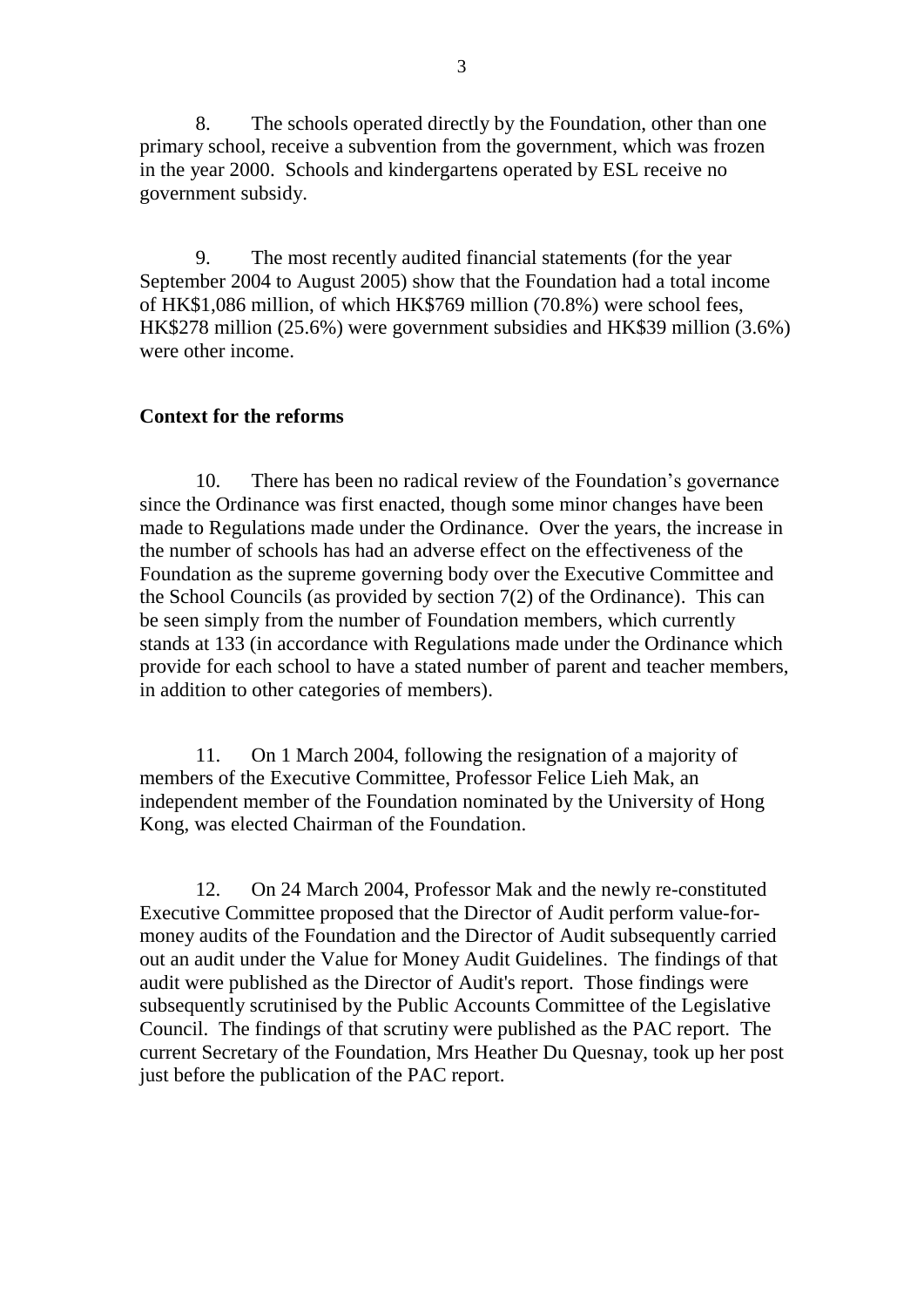8. The schools operated directly by the Foundation, other than one primary school, receive a subvention from the government, which was frozen in the year 2000. Schools and kindergartens operated by ESL receive no government subsidy.

9. The most recently audited financial statements (for the year September 2004 to August 2005) show that the Foundation had a total income of HK$1,086 million, of which HK$769 million (70.8%) were school fees, HK$278 million (25.6%) were government subsidies and HK$39 million (3.6%) were other income.

## Context for the reforms

10. There has been no radical review of the Foundation's governance since the Ordinance was first enacted, though some minor changes have been made to Regulations made under the Ordinance. Over the years, the increase in the number of schools has had an adverse effect on the effectiveness of the Foundation as the supreme governing body over the Executive Committee and the School Councils (as provided by section 7(2) of the Ordinance). This can be seen simply from the number of Foundation members, which currently stands at 133 (in accordance with Regulations made under the Ordinance which provide for each school to have a stated number of parent and teacher members, in addition to other categories of members).

11. On 1 March 2004, following the resignation of a majority of members of the Executive Committee, Professor Felice Lieh Mak, an independent member of the Foundation nominated by the University of Hong Kong, was elected Chairman of the Foundation.

12. On 24 March 2004, Professor Mak and the newly re-constituted Executive Committee proposed that the Director of Audit perform value-for-money audits of the Foundation and the Director of Audit subsequently carried out an audit under the Value for Money Audit Guidelines. The findings of that audit were published as the Director of Audit's report. Those findings were subsequently scrutinised by the Public Accounts Committee of the Legislative Council. The findings of that scrutiny were published as the PAC report. The current Secretary of the Foundation, Mrs Heather Du Quesnay, took up her post just before the publication of the PAC report.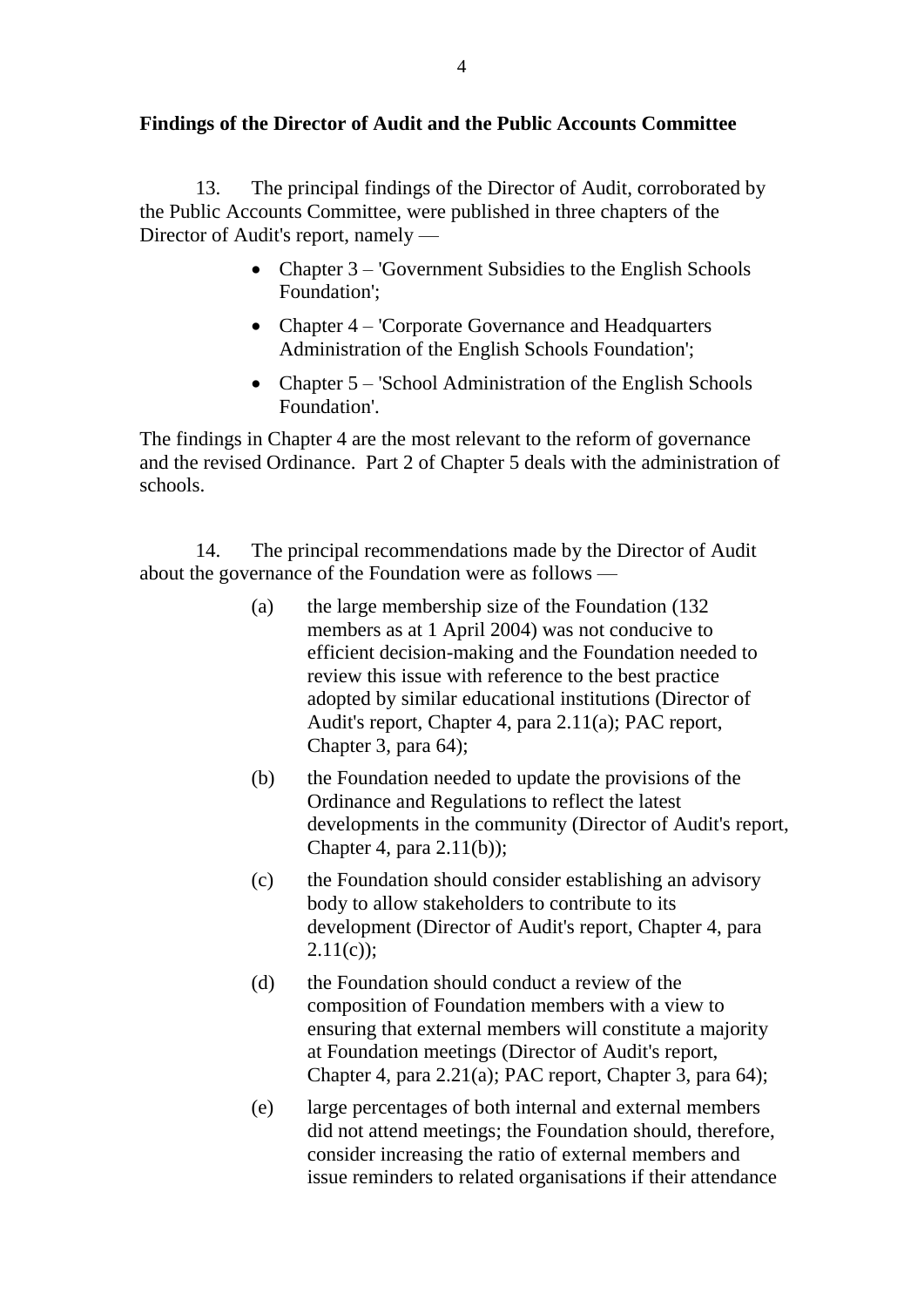**Findings of the Director of Audit and the Public Accounts Committee**

13. The principal findings of the Director of Audit, corroborated by the Public Accounts Committee, were published in three chapters of the Director of Audit's report, namely —

- Chapter 3 – 'Government Subsidies to the English Schools Foundation';
- Chapter 4 – 'Corporate Governance and Headquarters Administration of the English Schools Foundation';
- Chapter 5 – 'School Administration of the English Schools Foundation'.

The findings in Chapter 4 are the most relevant to the reform of governance and the revised Ordinance. Part 2 of Chapter 5 deals with the administration of schools.

14. The principal recommendations made by the Director of Audit about the governance of the Foundation were as follows —

(a) the large membership size of the Foundation (132 members as at 1 April 2004) was not conducive to efficient decision-making and the Foundation needed to review this issue with reference to the best practice adopted by similar educational institutions (Director of Audit's report, Chapter 4, para 2.11(a); PAC report, Chapter 3, para 64);

(b) the Foundation needed to update the provisions of the Ordinance and Regulations to reflect the latest developments in the community (Director of Audit's report, Chapter 4, para 2.11(b));

(c) the Foundation should consider establishing an advisory body to allow stakeholders to contribute to its development (Director of Audit's report, Chapter 4, para 2.11(c));

(d) the Foundation should conduct a review of the composition of Foundation members with a view to ensuring that external members will constitute a majority at Foundation meetings (Director of Audit's report, Chapter 4, para 2.21(a); PAC report, Chapter 3, para 64);

(e) large percentages of both internal and external members did not attend meetings; the Foundation should, therefore, consider increasing the ratio of external members and issue reminders to related organisations if their attendance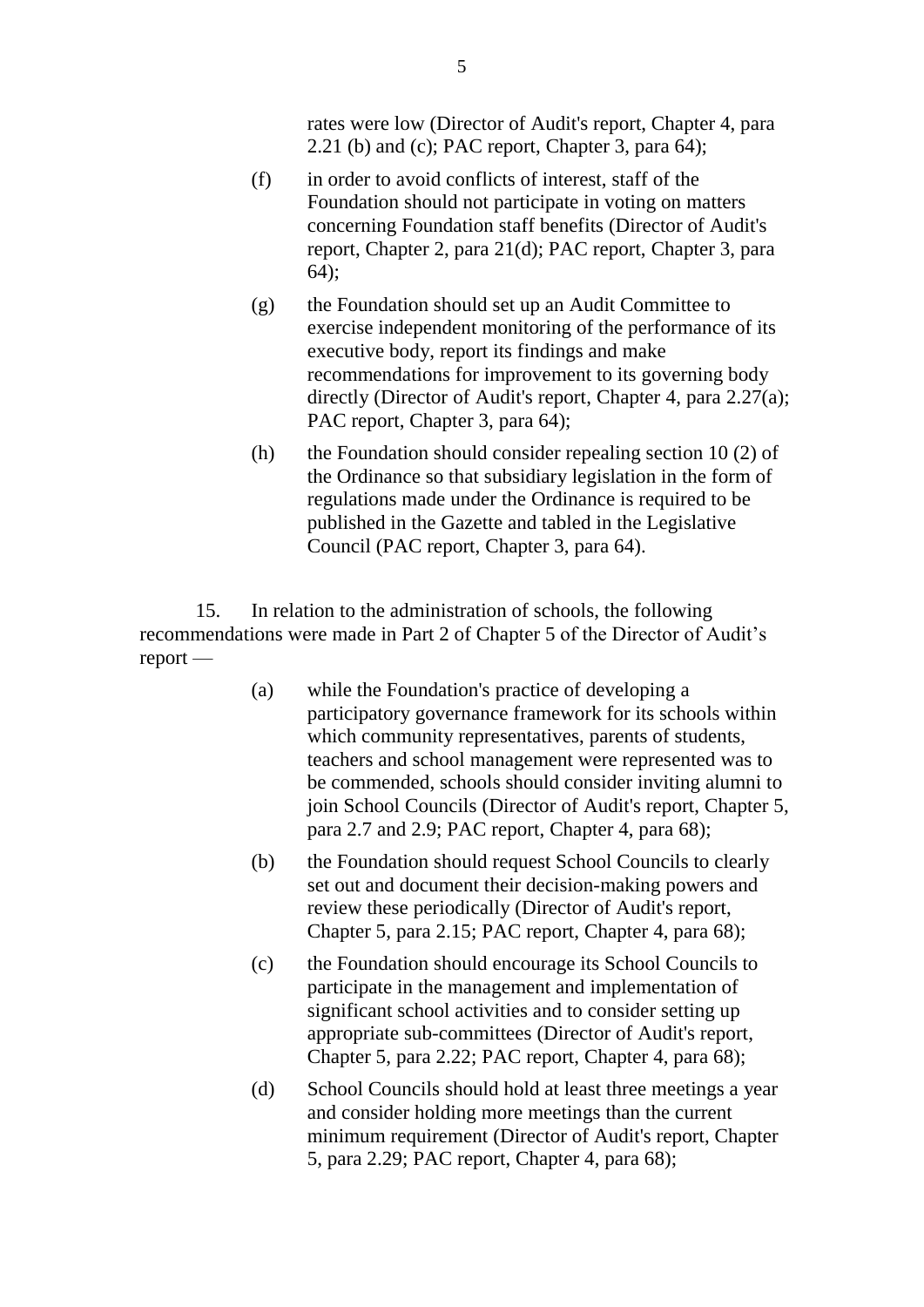rates were low (Director of Audit's report, Chapter 4, para 2.21 (b) and (c); PAC report, Chapter 3, para 64);

(f) in order to avoid conflicts of interest, staff of the Foundation should not participate in voting on matters concerning Foundation staff benefits (Director of Audit's report, Chapter 2, para 21(d); PAC report, Chapter 3, para 64);

(g) the Foundation should set up an Audit Committee to exercise independent monitoring of the performance of its executive body, report its findings and make recommendations for improvement to its governing body directly (Director of Audit's report, Chapter 4, para 2.27(a); PAC report, Chapter 3, para 64);

(h) the Foundation should consider repealing section 10 (2) of the Ordinance so that subsidiary legislation in the form of regulations made under the Ordinance is required to be published in the Gazette and tabled in the Legislative Council (PAC report, Chapter 3, para 64).

15. In relation to the administration of schools, the following recommendations were made in Part 2 of Chapter 5 of the Director of Audit's report —

(a) while the Foundation's practice of developing a participatory governance framework for its schools within which community representatives, parents of students, teachers and school management were represented was to be commended, schools should consider inviting alumni to join School Councils (Director of Audit's report, Chapter 5, para 2.7 and 2.9; PAC report, Chapter 4, para 68);

(b) the Foundation should request School Councils to clearly set out and document their decision-making powers and review these periodically (Director of Audit's report, Chapter 5, para 2.15; PAC report, Chapter 4, para 68);

(c) the Foundation should encourage its School Councils to participate in the management and implementation of significant school activities and to consider setting up appropriate sub-committees (Director of Audit's report, Chapter 5, para 2.22; PAC report, Chapter 4, para 68);

(d) School Councils should hold at least three meetings a year and consider holding more meetings than the current minimum requirement (Director of Audit's report, Chapter 5, para 2.29; PAC report, Chapter 4, para 68);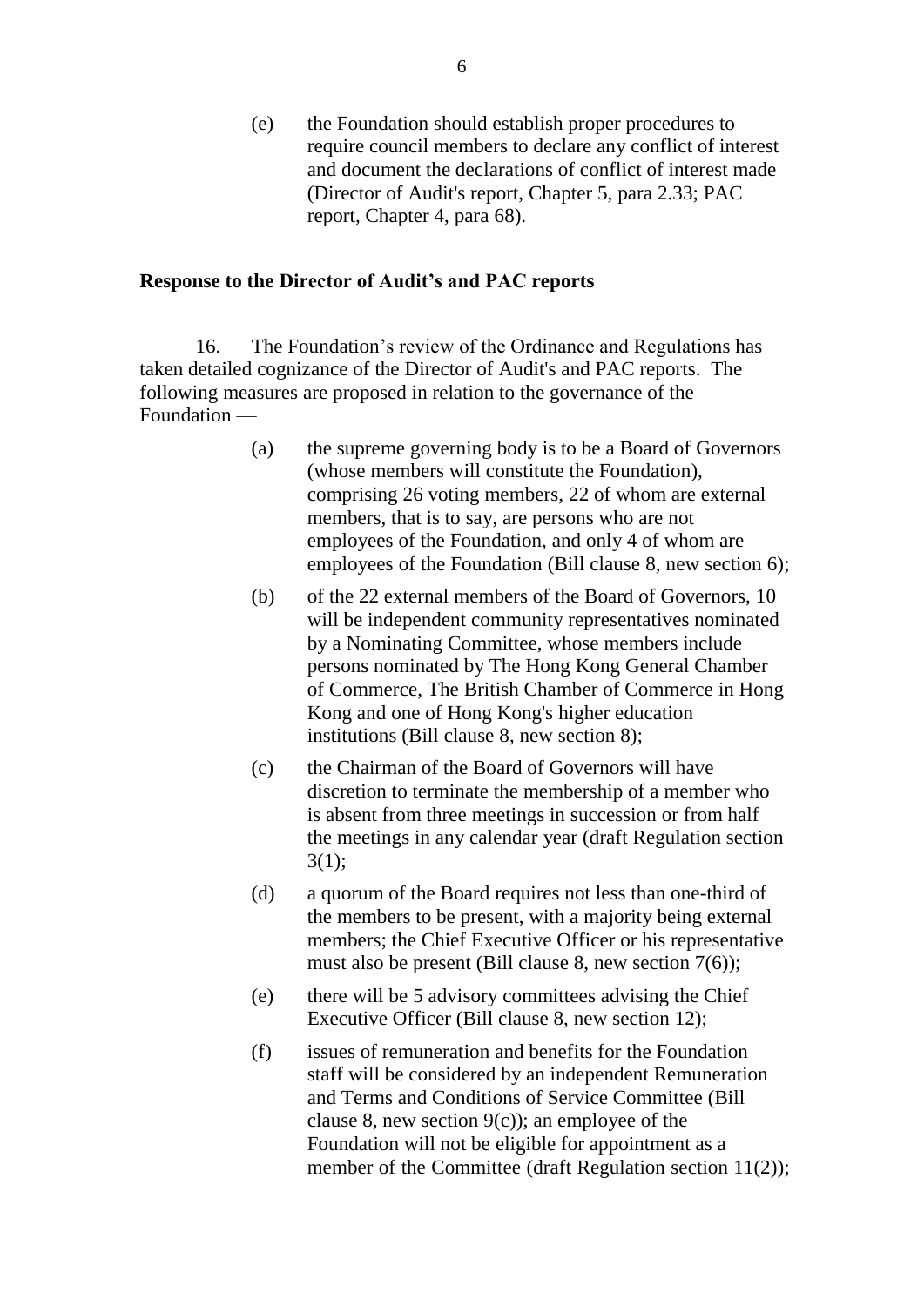(e) the Foundation should establish proper procedures to require council members to declare any conflict of interest and document the declarations of conflict of interest made (Director of Audit's report, Chapter 5, para 2.33; PAC report, Chapter 4, para 68).

**Response to the Director of Audit's and PAC reports**

16. The Foundation's review of the Ordinance and Regulations has taken detailed cognizance of the Director of Audit's and PAC reports. The following measures are proposed in relation to the governance of the Foundation —

(a) the supreme governing body is to be a Board of Governors (whose members will constitute the Foundation), comprising 26 voting members, 22 of whom are external members, that is to say, are persons who are not employees of the Foundation, and only 4 of whom are employees of the Foundation (Bill clause 8, new section 6);

(b) of the 22 external members of the Board of Governors, 10 will be independent community representatives nominated by a Nominating Committee, whose members include persons nominated by The Hong Kong General Chamber of Commerce, The British Chamber of Commerce in Hong Kong and one of Hong Kong's higher education institutions (Bill clause 8, new section 8);

(c) the Chairman of the Board of Governors will have discretion to terminate the membership of a member who is absent from three meetings in succession or from half the meetings in any calendar year (draft Regulation section 3(1);

(d) a quorum of the Board requires not less than one-third of the members to be present, with a majority being external members; the Chief Executive Officer or his representative must also be present (Bill clause 8, new section 7(6));

(e) there will be 5 advisory committees advising the Chief Executive Officer (Bill clause 8, new section 12);

(f) issues of remuneration and benefits for the Foundation staff will be considered by an independent Remuneration and Terms and Conditions of Service Committee (Bill clause 8, new section 9(c)); an employee of the Foundation will not be eligible for appointment as a member of the Committee (draft Regulation section 11(2));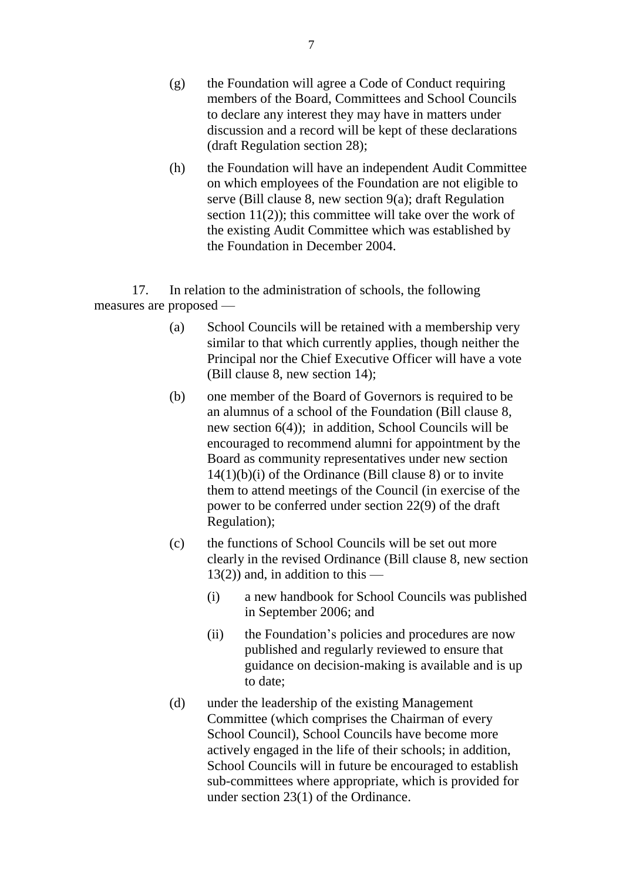(g) the Foundation will agree a Code of Conduct requiring members of the Board, Committees and School Councils to declare any interest they may have in matters under discussion and a record will be kept of these declarations (draft Regulation section 28);

(h) the Foundation will have an independent Audit Committee on which employees of the Foundation are not eligible to serve (Bill clause 8, new section 9(a); draft Regulation section 11(2)); this committee will take over the work of the existing Audit Committee which was established by the Foundation in December 2004.

17. In relation to the administration of schools, the following measures are proposed —

(a) School Councils will be retained with a membership very similar to that which currently applies, though neither the Principal nor the Chief Executive Officer will have a vote (Bill clause 8, new section 14);

(b) one member of the Board of Governors is required to be an alumnus of a school of the Foundation (Bill clause 8, new section 6(4)); in addition, School Councils will be encouraged to recommend alumni for appointment by the Board as community representatives under new section 14(1)(b)(i) of the Ordinance (Bill clause 8) or to invite them to attend meetings of the Council (in exercise of the power to be conferred under section 22(9) of the draft Regulation);

(c) the functions of School Councils will be set out more clearly in the revised Ordinance (Bill clause 8, new section 13(2)) and, in addition to this —

   (i) a new handbook for School Councils was published in September 2006; and

   (ii) the Foundation's policies and procedures are now published and regularly reviewed to ensure that guidance on decision-making is available and is up to date;

(d) under the leadership of the existing Management Committee (which comprises the Chairman of every School Council), School Councils have become more actively engaged in the life of their schools; in addition, School Councils will in future be encouraged to establish sub-committees where appropriate, which is provided for under section 23(1) of the Ordinance.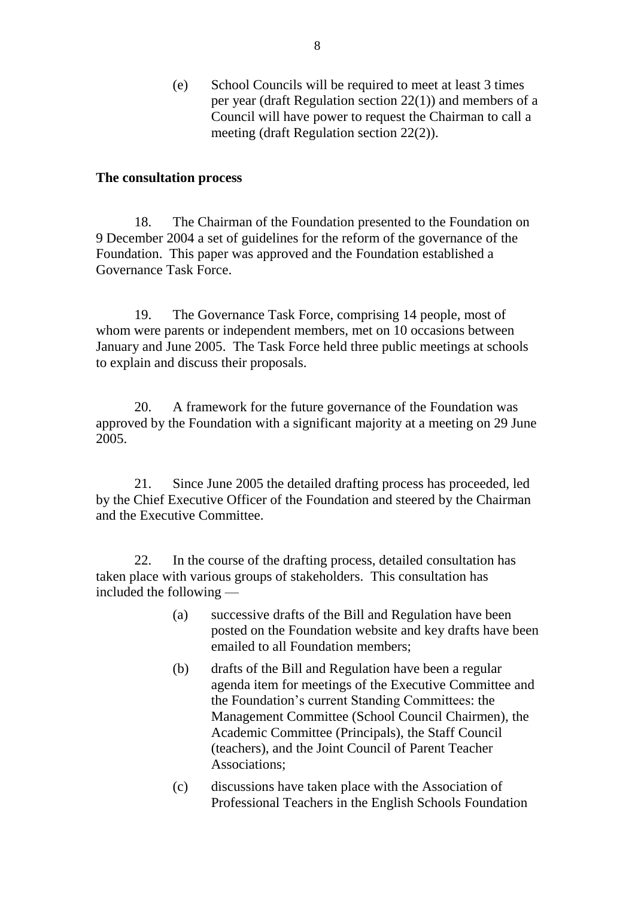(e) School Councils will be required to meet at least 3 times per year (draft Regulation section 22(1)) and members of a Council will have power to request the Chairman to call a meeting (draft Regulation section 22(2)).

**The consultation process**

18. The Chairman of the Foundation presented to the Foundation on 9 December 2004 a set of guidelines for the reform of the governance of the Foundation. This paper was approved and the Foundation established a Governance Task Force.

19. The Governance Task Force, comprising 14 people, most of whom were parents or independent members, met on 10 occasions between January and June 2005. The Task Force held three public meetings at schools to explain and discuss their proposals.

20. A framework for the future governance of the Foundation was approved by the Foundation with a significant majority at a meeting on 29 June 2005.

21. Since June 2005 the detailed drafting process has proceeded, led by the Chief Executive Officer of the Foundation and steered by the Chairman and the Executive Committee.

22. In the course of the drafting process, detailed consultation has taken place with various groups of stakeholders. This consultation has included the following —

(a) successive drafts of the Bill and Regulation have been posted on the Foundation website and key drafts have been emailed to all Foundation members;

(b) drafts of the Bill and Regulation have been a regular agenda item for meetings of the Executive Committee and the Foundation's current Standing Committees: the Management Committee (School Council Chairmen), the Academic Committee (Principals), the Staff Council (teachers), and the Joint Council of Parent Teacher Associations;

(c) discussions have taken place with the Association of Professional Teachers in the English Schools Foundation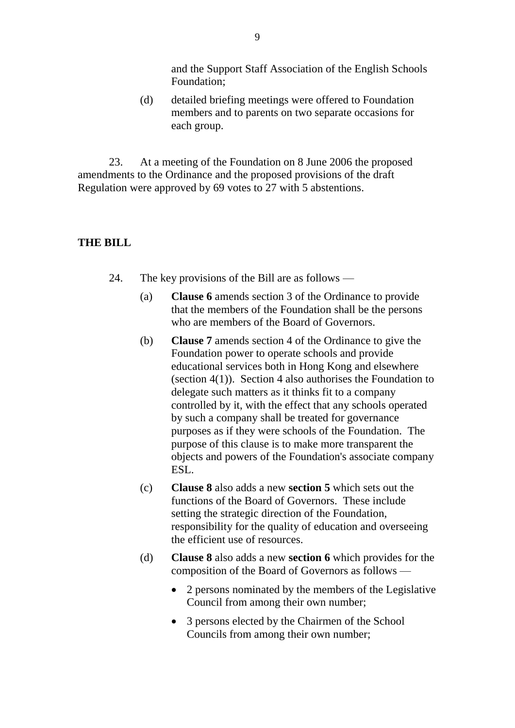and the Support Staff Association of the English Schools Foundation;

(d) detailed briefing meetings were offered to Foundation members and to parents on two separate occasions for each group.

23. At a meeting of the Foundation on 8 June 2006 the proposed amendments to the Ordinance and the proposed provisions of the draft Regulation were approved by 69 votes to 27 with 5 abstentions.

## THE BILL

24. The key provisions of the Bill are as follows —

(a) **Clause 6** amends section 3 of the Ordinance to provide that the members of the Foundation shall be the persons who are members of the Board of Governors.

(b) **Clause 7** amends section 4 of the Ordinance to give the Foundation power to operate schools and provide educational services both in Hong Kong and elsewhere (section 4(1)). Section 4 also authorises the Foundation to delegate such matters as it thinks fit to a company controlled by it, with the effect that any schools operated by such a company shall be treated for governance purposes as if they were schools of the Foundation. The purpose of this clause is to make more transparent the objects and powers of the Foundation's associate company ESL.

(c) **Clause 8** also adds a new **section 5** which sets out the functions of the Board of Governors. These include setting the strategic direction of the Foundation, responsibility for the quality of education and overseeing the efficient use of resources.

(d) **Clause 8** also adds a new **section 6** which provides for the composition of the Board of Governors as follows —

- 2 persons nominated by the members of the Legislative Council from among their own number;
- 3 persons elected by the Chairmen of the School Councils from among their own number;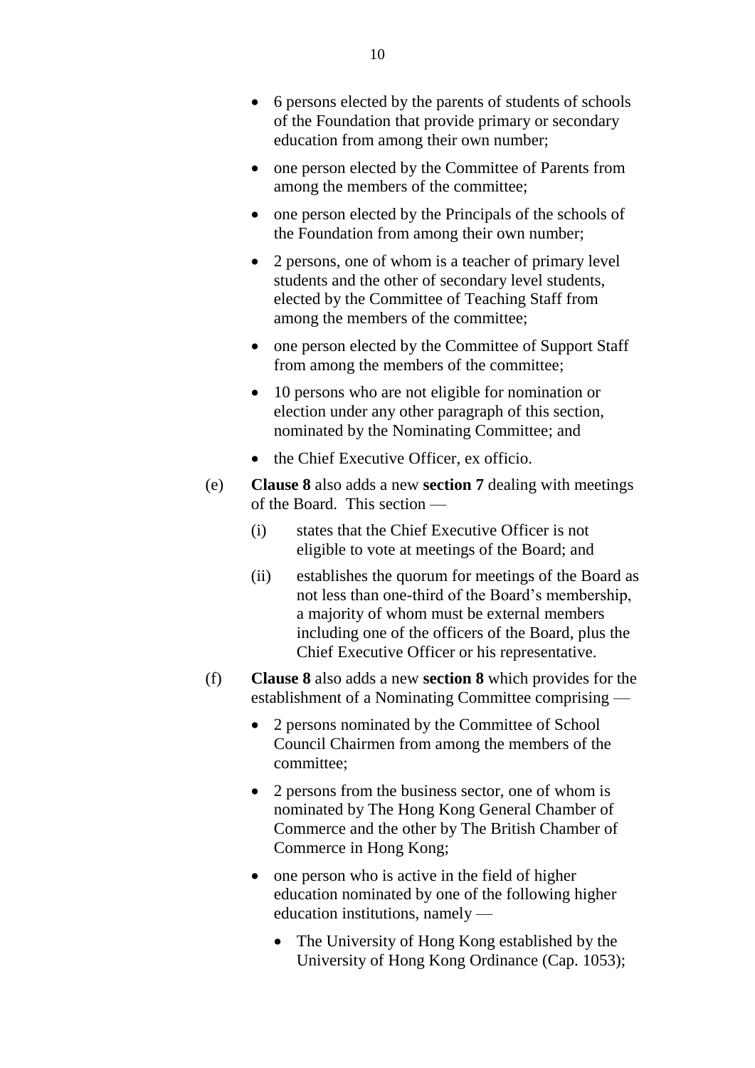- 6 persons elected by the parents of students of schools of the Foundation that provide primary or secondary education from among their own number;
- one person elected by the Committee of Parents from among the members of the committee;
- one person elected by the Principals of the schools of the Foundation from among their own number;
- 2 persons, one of whom is a teacher of primary level students and the other of secondary level students, elected by the Committee of Teaching Staff from among the members of the committee;
- one person elected by the Committee of Support Staff from among the members of the committee;
- 10 persons who are not eligible for nomination or election under any other paragraph of this section, nominated by the Nominating Committee; and
- the Chief Executive Officer, ex officio.

(e) **Clause 8** also adds a new **section 7** dealing with meetings of the Board. This section —

(i) states that the Chief Executive Officer is not eligible to vote at meetings of the Board; and

(ii) establishes the quorum for meetings of the Board as not less than one-third of the Board's membership, a majority of whom must be external members including one of the officers of the Board, plus the Chief Executive Officer or his representative.

(f) **Clause 8** also adds a new **section 8** which provides for the establishment of a Nominating Committee comprising —

- 2 persons nominated by the Committee of School Council Chairmen from among the members of the committee;
- 2 persons from the business sector, one of whom is nominated by The Hong Kong General Chamber of Commerce and the other by The British Chamber of Commerce in Hong Kong;
- one person who is active in the field of higher education nominated by one of the following higher education institutions, namely —
  - The University of Hong Kong established by the University of Hong Kong Ordinance (Cap. 1053);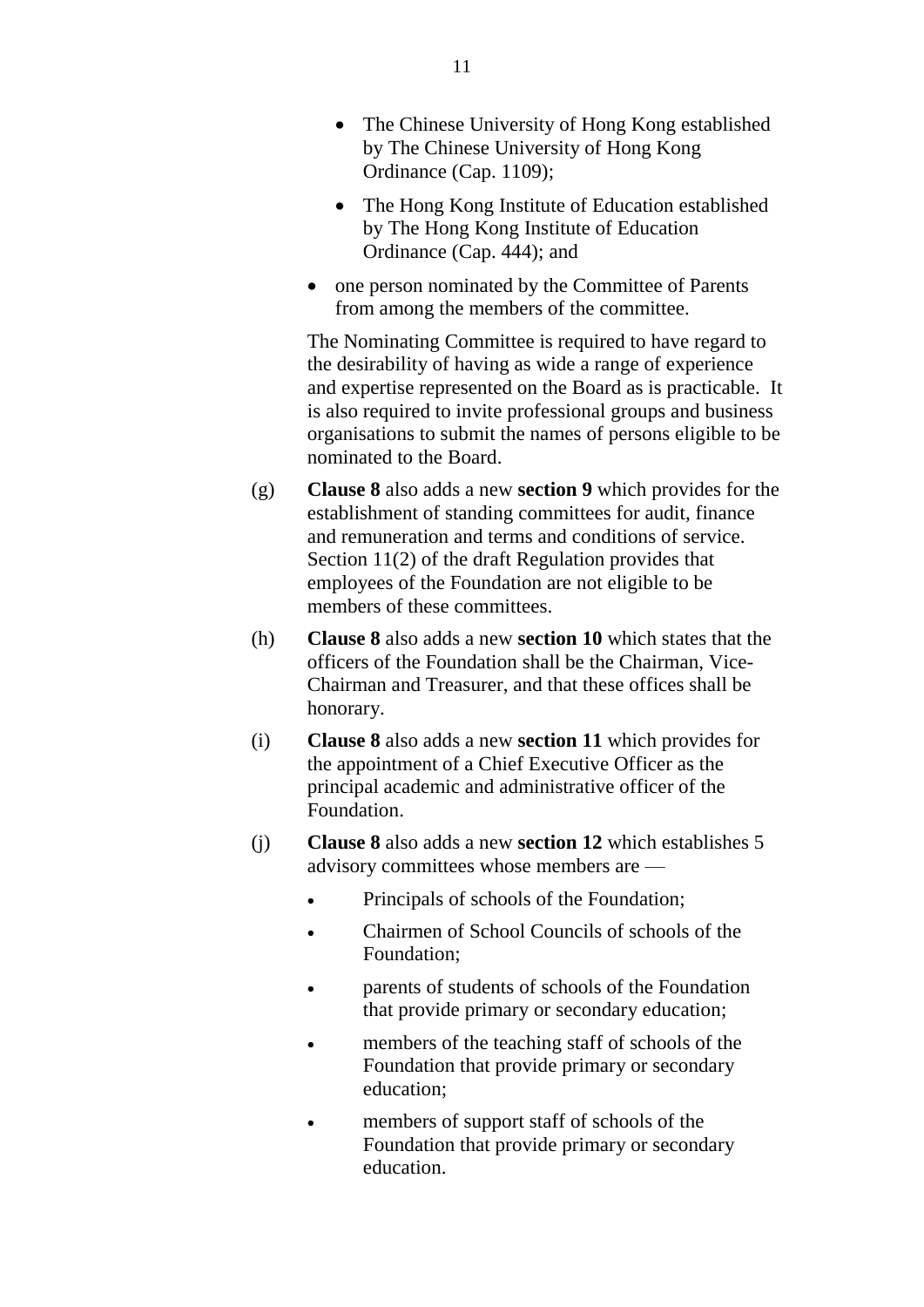- The Chinese University of Hong Kong established by The Chinese University of Hong Kong Ordinance (Cap. 1109);
- The Hong Kong Institute of Education established by The Hong Kong Institute of Education Ordinance (Cap. 444); and

- one person nominated by the Committee of Parents from among the members of the committee.

The Nominating Committee is required to have regard to the desirability of having as wide a range of experience and expertise represented on the Board as is practicable. It is also required to invite professional groups and business organisations to submit the names of persons eligible to be nominated to the Board.

(g) **Clause 8** also adds a new **section 9** which provides for the establishment of standing committees for audit, finance and remuneration and terms and conditions of service. Section 11(2) of the draft Regulation provides that employees of the Foundation are not eligible to be members of these committees.

(h) **Clause 8** also adds a new **section 10** which states that the officers of the Foundation shall be the Chairman, Vice-Chairman and Treasurer, and that these offices shall be honorary.

(i) **Clause 8** also adds a new **section 11** which provides for the appointment of a Chief Executive Officer as the principal academic and administrative officer of the Foundation.

(j) **Clause 8** also adds a new **section 12** which establishes 5 advisory committees whose members are —

- Principals of schools of the Foundation;
- Chairmen of School Councils of schools of the Foundation;
- parents of students of schools of the Foundation that provide primary or secondary education;
- members of the teaching staff of schools of the Foundation that provide primary or secondary education;
- members of support staff of schools of the Foundation that provide primary or secondary education.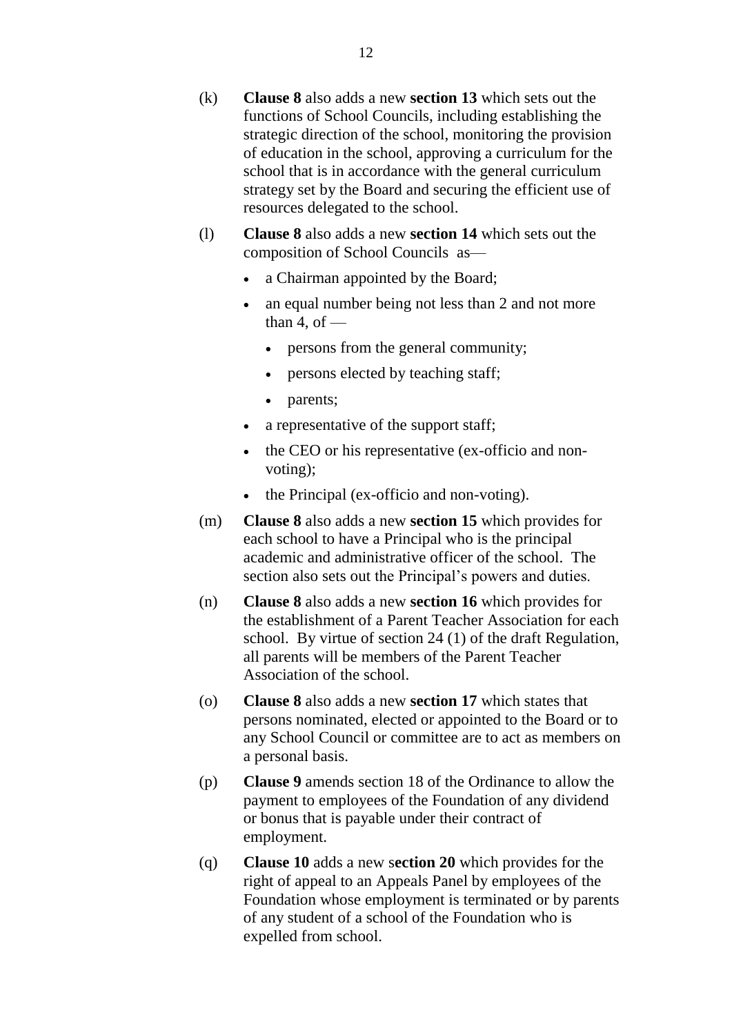(k) **Clause 8** also adds a new **section 13** which sets out the functions of School Councils, including establishing the strategic direction of the school, monitoring the provision of education in the school, approving a curriculum for the school that is in accordance with the general curriculum strategy set by the Board and securing the efficient use of resources delegated to the school.

(l) **Clause 8** also adds a new **section 14** which sets out the composition of School Councils as—

- a Chairman appointed by the Board;
- an equal number being not less than 2 and not more than 4, of —
  - persons from the general community;
  - persons elected by teaching staff;
  - parents;
- a representative of the support staff;
- the CEO or his representative (ex-officio and non-voting);
- the Principal (ex-officio and non-voting).

(m) **Clause 8** also adds a new **section 15** which provides for each school to have a Principal who is the principal academic and administrative officer of the school. The section also sets out the Principal's powers and duties.

(n) **Clause 8** also adds a new **section 16** which provides for the establishment of a Parent Teacher Association for each school. By virtue of section 24 (1) of the draft Regulation, all parents will be members of the Parent Teacher Association of the school.

(o) **Clause 8** also adds a new **section 17** which states that persons nominated, elected or appointed to the Board or to any School Council or committee are to act as members on a personal basis.

(p) **Clause 9** amends section 18 of the Ordinance to allow the payment to employees of the Foundation of any dividend or bonus that is payable under their contract of employment.

(q) **Clause 10** adds a new s**ection 20** which provides for the right of appeal to an Appeals Panel by employees of the Foundation whose employment is terminated or by parents of any student of a school of the Foundation who is expelled from school.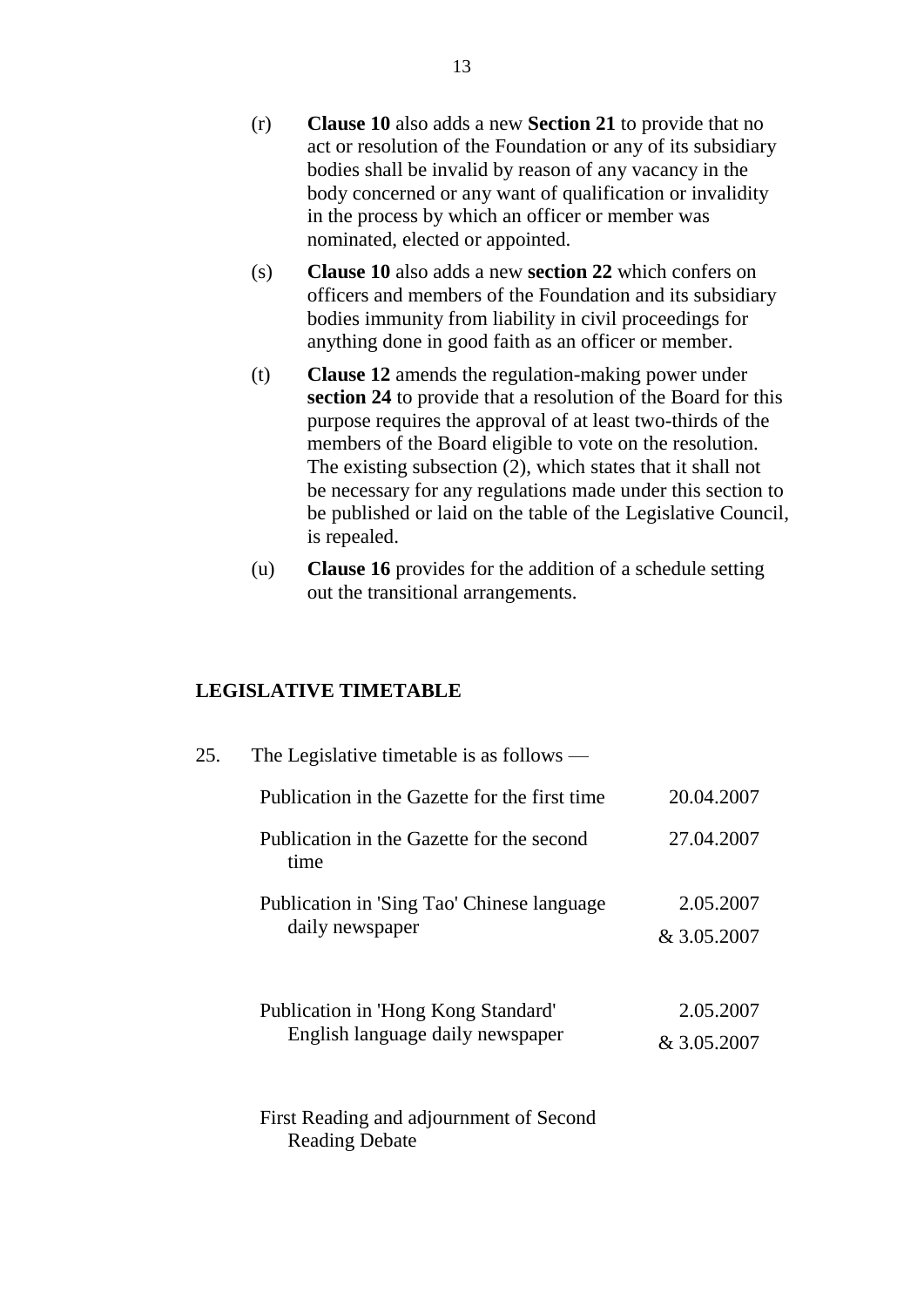(r) **Clause 10** also adds a new **Section 21** to provide that no act or resolution of the Foundation or any of its subsidiary bodies shall be invalid by reason of any vacancy in the body concerned or any want of qualification or invalidity in the process by which an officer or member was nominated, elected or appointed.

(s) **Clause 10** also adds a new **section 22** which confers on officers and members of the Foundation and its subsidiary bodies immunity from liability in civil proceedings for anything done in good faith as an officer or member.

(t) **Clause 12** amends the regulation-making power under **section 24** to provide that a resolution of the Board for this purpose requires the approval of at least two-thirds of the members of the Board eligible to vote on the resolution. The existing subsection (2), which states that it shall not be necessary for any regulations made under this section to be published or laid on the table of the Legislative Council, is repealed.

(u) **Clause 16** provides for the addition of a schedule setting out the transitional arrangements.

## LEGISLATIVE TIMETABLE

25. The Legislative timetable is as follows —

| | |
|---|---|
| Publication in the Gazette for the first time | 20.04.2007 |
| Publication in the Gazette for the second time | 27.04.2007 |
| Publication in 'Sing Tao' Chinese language daily newspaper | 2.05.2007 & 3.05.2007 |
| Publication in 'Hong Kong Standard' English language daily newspaper | 2.05.2007 & 3.05.2007 |
| First Reading and adjournment of Second Reading Debate | |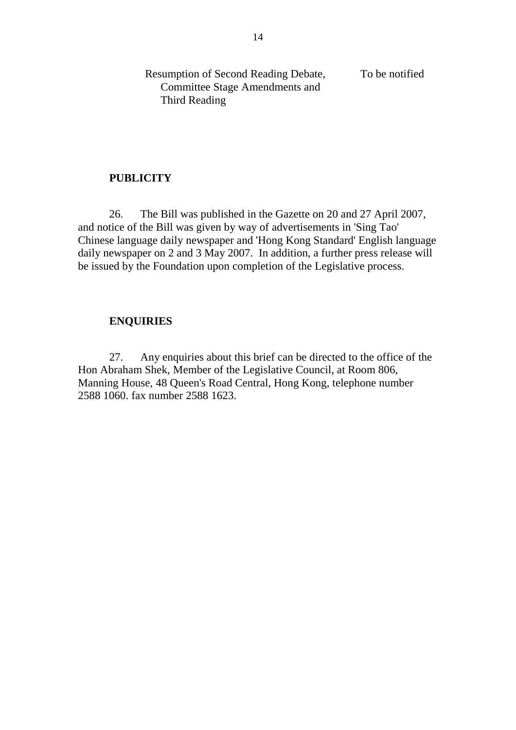| | |
|---|---|
| Resumption of Second Reading Debate, Committee Stage Amendments and Third Reading | To be notified |

## PUBLICITY

26. The Bill was published in the Gazette on 20 and 27 April 2007, and notice of the Bill was given by way of advertisements in 'Sing Tao' Chinese language daily newspaper and 'Hong Kong Standard' English language daily newspaper on 2 and 3 May 2007. In addition, a further press release will be issued by the Foundation upon completion of the Legislative process.

## ENQUIRIES

27. Any enquiries about this brief can be directed to the office of the Hon Abraham Shek, Member of the Legislative Council, at Room 806, Manning House, 48 Queen's Road Central, Hong Kong, telephone number 2588 1060. fax number 2588 1623.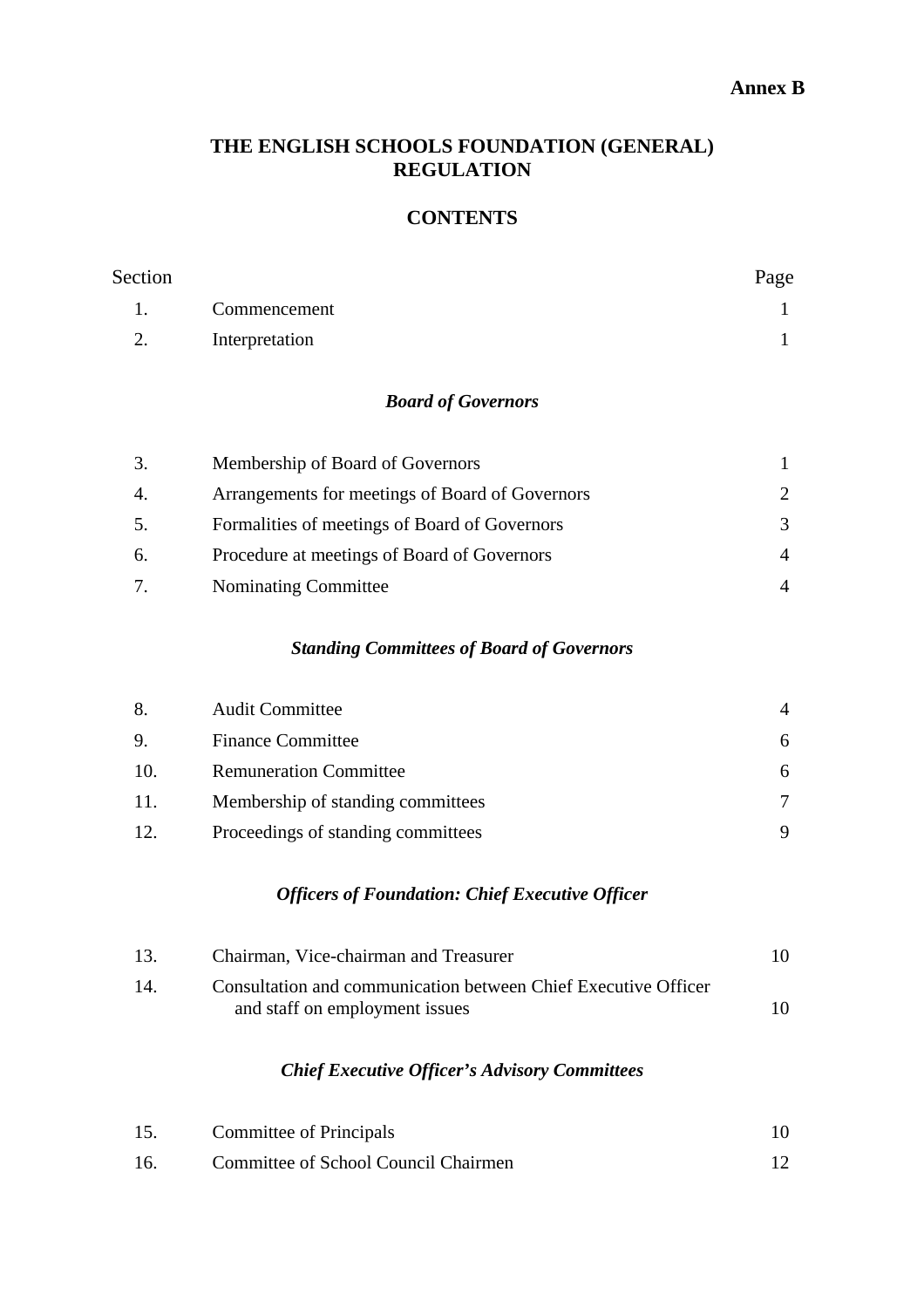**Annex B**

# THE ENGLISH SCHOOLS FOUNDATION (GENERAL) REGULATION

## CONTENTS

| Section | | Page |
|---|---|---|
| 1. | Commencement | 1 |
| 2. | Interpretation | 1 |

### *Board of Governors*

| | | |
|---|---|---|
| 3. | Membership of Board of Governors | 1 |
| 4. | Arrangements for meetings of Board of Governors | 2 |
| 5. | Formalities of meetings of Board of Governors | 3 |
| 6. | Procedure at meetings of Board of Governors | 4 |
| 7. | Nominating Committee | 4 |

### *Standing Committees of Board of Governors*

| | | |
|---|---|---|
| 8. | Audit Committee | 4 |
| 9. | Finance Committee | 6 |
| 10. | Remuneration Committee | 6 |
| 11. | Membership of standing committees | 7 |
| 12. | Proceedings of standing committees | 9 |

### *Officers of Foundation: Chief Executive Officer*

| | | |
|---|---|---|
| 13. | Chairman, Vice-chairman and Treasurer | 10 |
| 14. | Consultation and communication between Chief Executive Officer and staff on employment issues | 10 |

### *Chief Executive Officer's Advisory Committees*

| | | |
|---|---|---|
| 15. | Committee of Principals | 10 |
| 16. | Committee of School Council Chairmen | 12 |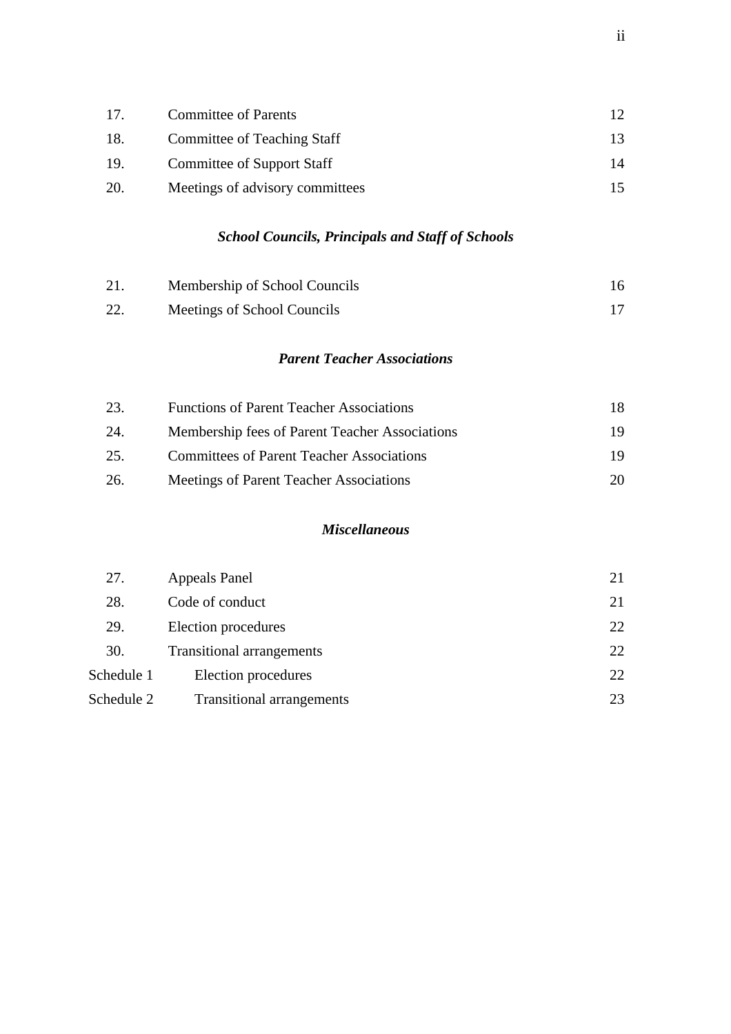| | | |
|---|---|---|
| 17. | Committee of Parents | 12 |
| 18. | Committee of Teaching Staff | 13 |
| 19. | Committee of Support Staff | 14 |
| 20. | Meetings of advisory committees | 15 |

### *School Councils, Principals and Staff of Schools*

| | | |
|---|---|---|
| 21. | Membership of School Councils | 16 |
| 22. | Meetings of School Councils | 17 |

### *Parent Teacher Associations*

| | | |
|---|---|---|
| 23. | Functions of Parent Teacher Associations | 18 |
| 24. | Membership fees of Parent Teacher Associations | 19 |
| 25. | Committees of Parent Teacher Associations | 19 |
| 26. | Meetings of Parent Teacher Associations | 20 |

### *Miscellaneous*

| | | |
|---|---|---|
| 27. | Appeals Panel | 21 |
| 28. | Code of conduct | 21 |
| 29. | Election procedures | 22 |
| 30. | Transitional arrangements | 22 |
| Schedule 1 | Election procedures | 22 |
| Schedule 2 | Transitional arrangements | 23 |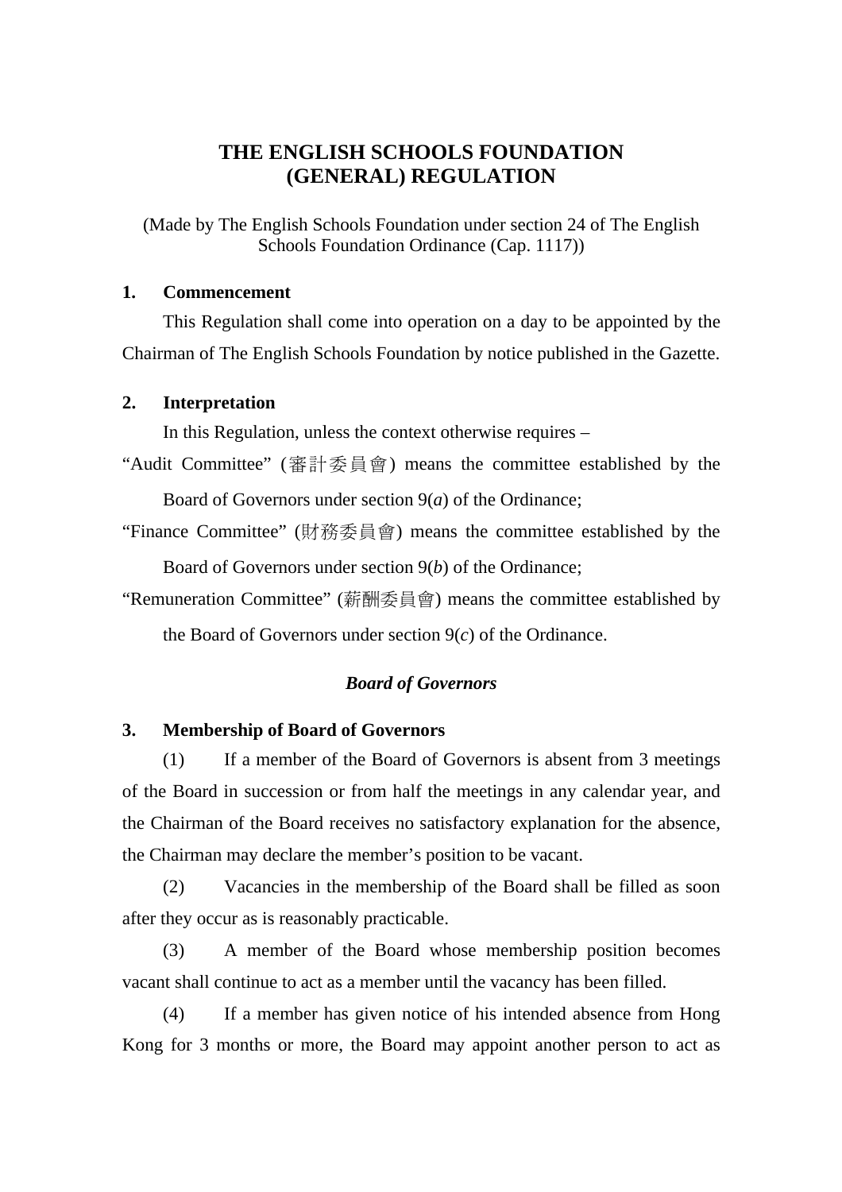# THE ENGLISH SCHOOLS FOUNDATION (GENERAL) REGULATION

(Made by The English Schools Foundation under section 24 of The English Schools Foundation Ordinance (Cap. 1117))

**1. Commencement**

This Regulation shall come into operation on a day to be appointed by the Chairman of The English Schools Foundation by notice published in the Gazette.

**2. Interpretation**

In this Regulation, unless the context otherwise requires –

"Audit Committee" (審計委員會) means the committee established by the Board of Governors under section 9(*a*) of the Ordinance;

"Finance Committee" (財務委員會) means the committee established by the Board of Governors under section 9(*b*) of the Ordinance;

"Remuneration Committee" (薪酬委員會) means the committee established by the Board of Governors under section 9(*c*) of the Ordinance.

***Board of Governors***

**3. Membership of Board of Governors**

(1) If a member of the Board of Governors is absent from 3 meetings of the Board in succession or from half the meetings in any calendar year, and the Chairman of the Board receives no satisfactory explanation for the absence, the Chairman may declare the member's position to be vacant.

(2) Vacancies in the membership of the Board shall be filled as soon after they occur as is reasonably practicable.

(3) A member of the Board whose membership position becomes vacant shall continue to act as a member until the vacancy has been filled.

(4) If a member has given notice of his intended absence from Hong Kong for 3 months or more, the Board may appoint another person to act as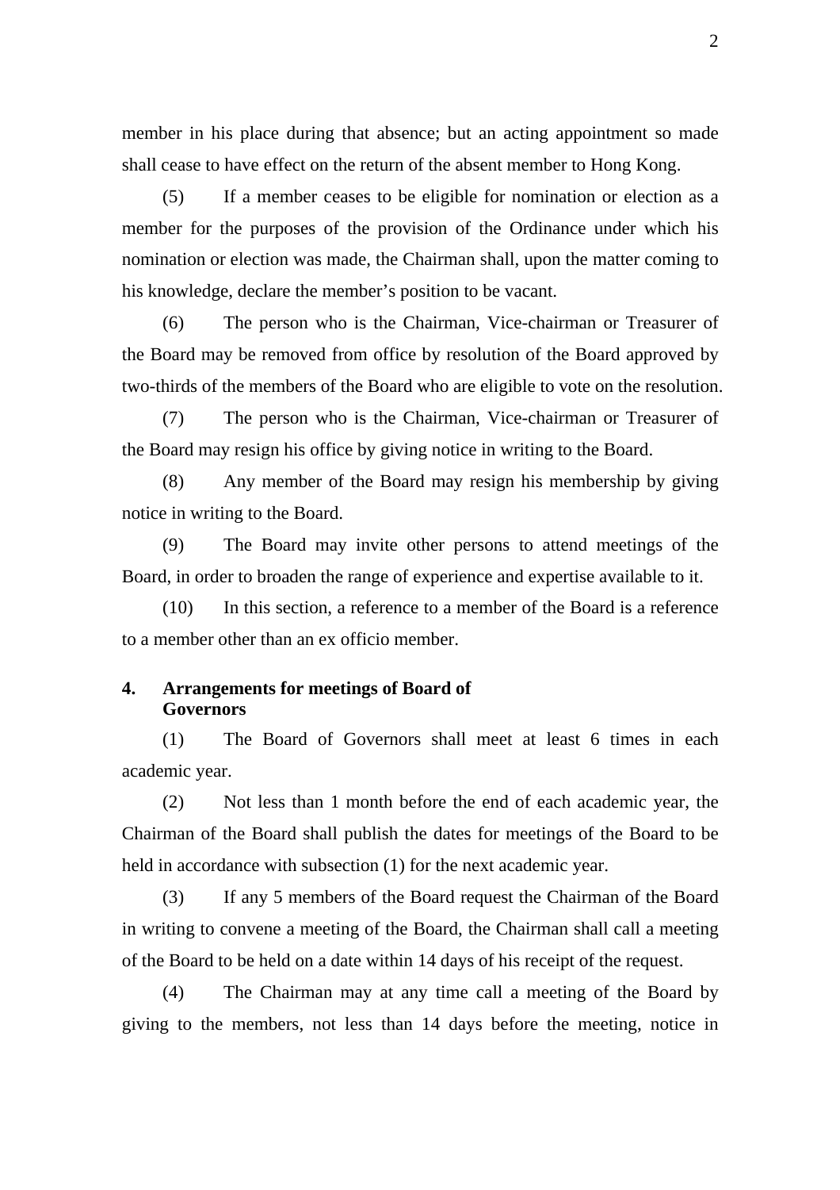member in his place during that absence; but an acting appointment so made shall cease to have effect on the return of the absent member to Hong Kong.

(5) If a member ceases to be eligible for nomination or election as a member for the purposes of the provision of the Ordinance under which his nomination or election was made, the Chairman shall, upon the matter coming to his knowledge, declare the member's position to be vacant.

(6) The person who is the Chairman, Vice-chairman or Treasurer of the Board may be removed from office by resolution of the Board approved by two-thirds of the members of the Board who are eligible to vote on the resolution.

(7) The person who is the Chairman, Vice-chairman or Treasurer of the Board may resign his office by giving notice in writing to the Board.

(8) Any member of the Board may resign his membership by giving notice in writing to the Board.

(9) The Board may invite other persons to attend meetings of the Board, in order to broaden the range of experience and expertise available to it.

(10) In this section, a reference to a member of the Board is a reference to a member other than an ex officio member.

**4. Arrangements for meetings of Board of Governors**

(1) The Board of Governors shall meet at least 6 times in each academic year.

(2) Not less than 1 month before the end of each academic year, the Chairman of the Board shall publish the dates for meetings of the Board to be held in accordance with subsection (1) for the next academic year.

(3) If any 5 members of the Board request the Chairman of the Board in writing to convene a meeting of the Board, the Chairman shall call a meeting of the Board to be held on a date within 14 days of his receipt of the request.

(4) The Chairman may at any time call a meeting of the Board by giving to the members, not less than 14 days before the meeting, notice in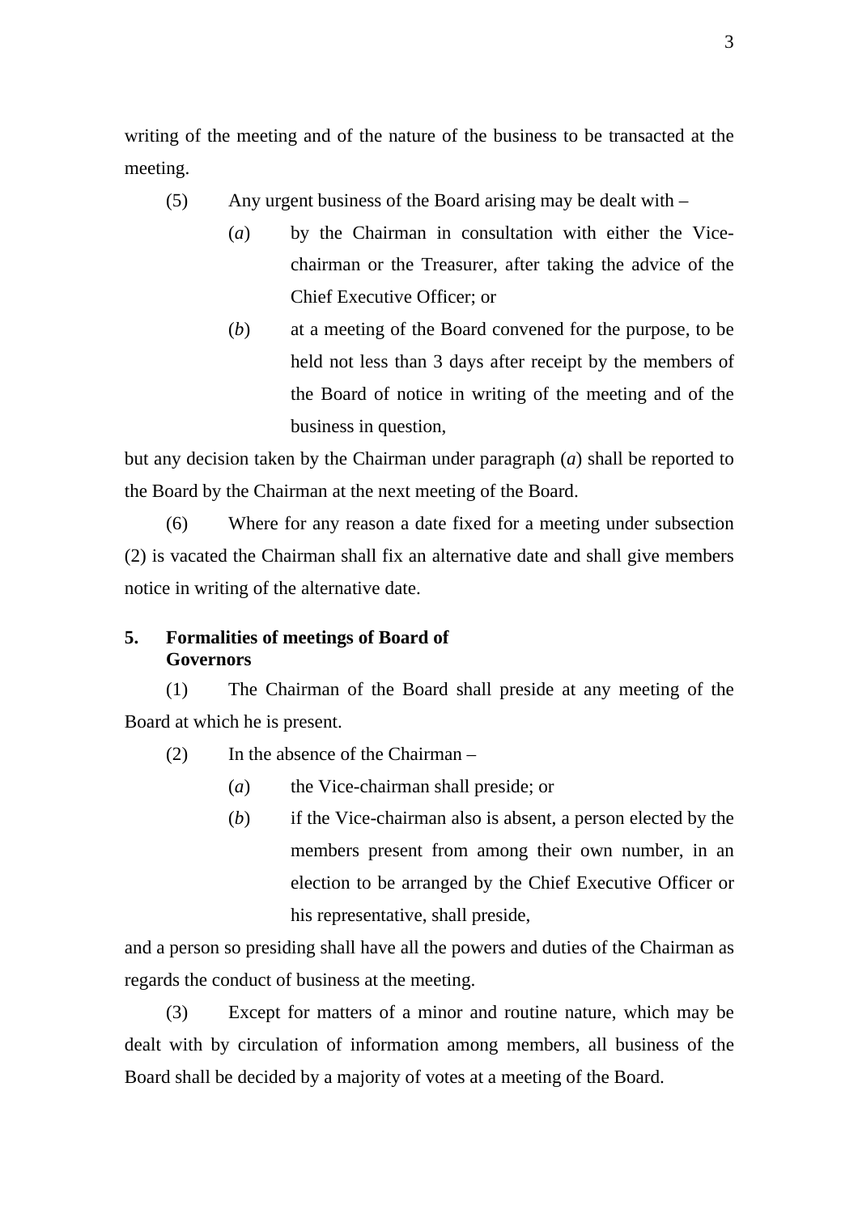writing of the meeting and of the nature of the business to be transacted at the meeting.

(5) Any urgent business of the Board arising may be dealt with –

(*a*) by the Chairman in consultation with either the Vice-chairman or the Treasurer, after taking the advice of the Chief Executive Officer; or

(*b*) at a meeting of the Board convened for the purpose, to be held not less than 3 days after receipt by the members of the Board of notice in writing of the meeting and of the business in question,

but any decision taken by the Chairman under paragraph (*a*) shall be reported to the Board by the Chairman at the next meeting of the Board.

(6) Where for any reason a date fixed for a meeting under subsection (2) is vacated the Chairman shall fix an alternative date and shall give members notice in writing of the alternative date.

**5. Formalities of meetings of Board of Governors**

(1) The Chairman of the Board shall preside at any meeting of the Board at which he is present.

(2) In the absence of the Chairman –

(*a*) the Vice-chairman shall preside; or

(*b*) if the Vice-chairman also is absent, a person elected by the members present from among their own number, in an election to be arranged by the Chief Executive Officer or his representative, shall preside,

and a person so presiding shall have all the powers and duties of the Chairman as regards the conduct of business at the meeting.

(3) Except for matters of a minor and routine nature, which may be dealt with by circulation of information among members, all business of the Board shall be decided by a majority of votes at a meeting of the Board.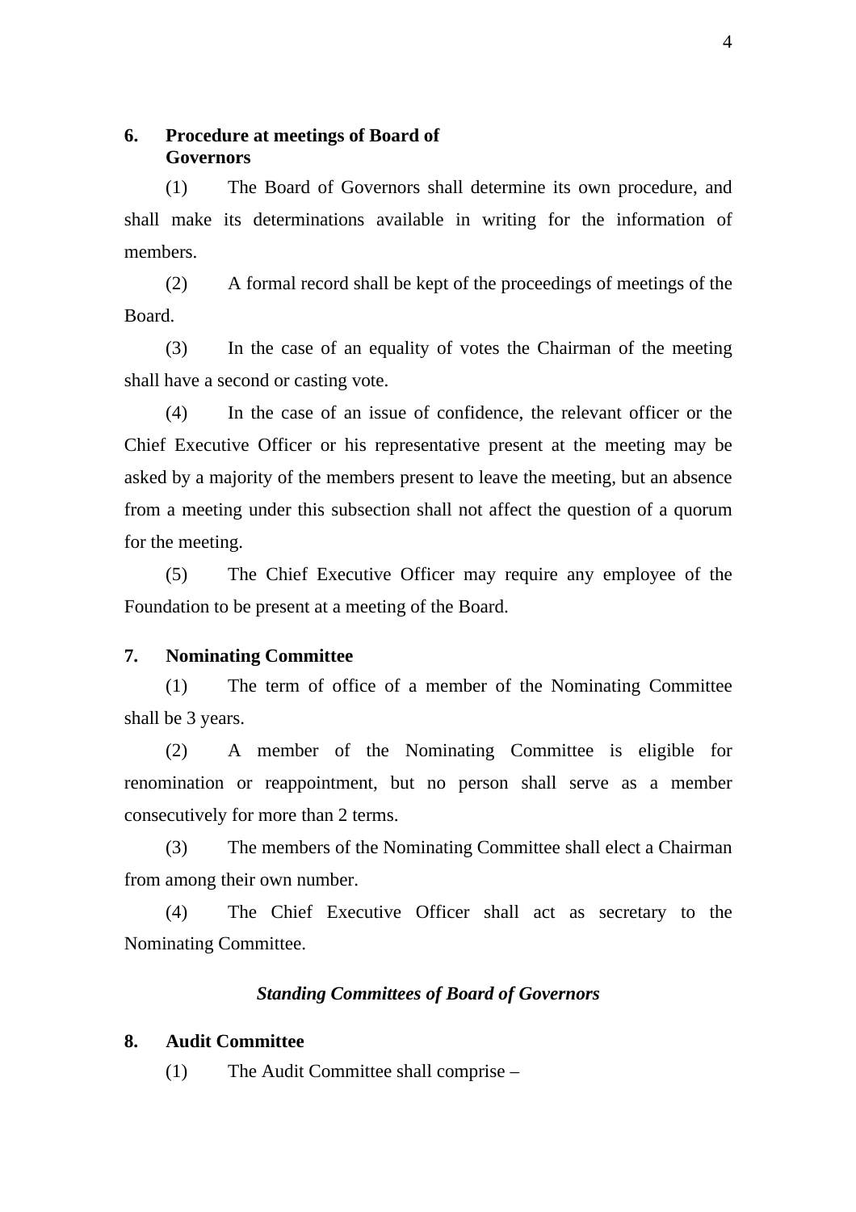### 6. Procedure at meetings of Board of Governors

(1) The Board of Governors shall determine its own procedure, and shall make its determinations available in writing for the information of members.

(2) A formal record shall be kept of the proceedings of meetings of the Board.

(3) In the case of an equality of votes the Chairman of the meeting shall have a second or casting vote.

(4) In the case of an issue of confidence, the relevant officer or the Chief Executive Officer or his representative present at the meeting may be asked by a majority of the members present to leave the meeting, but an absence from a meeting under this subsection shall not affect the question of a quorum for the meeting.

(5) The Chief Executive Officer may require any employee of the Foundation to be present at a meeting of the Board.

### 7. Nominating Committee

(1) The term of office of a member of the Nominating Committee shall be 3 years.

(2) A member of the Nominating Committee is eligible for renomination or reappointment, but no person shall serve as a member consecutively for more than 2 terms.

(3) The members of the Nominating Committee shall elect a Chairman from among their own number.

(4) The Chief Executive Officer shall act as secretary to the Nominating Committee.

## *Standing Committees of Board of Governors*

### 8. Audit Committee

(1) The Audit Committee shall comprise –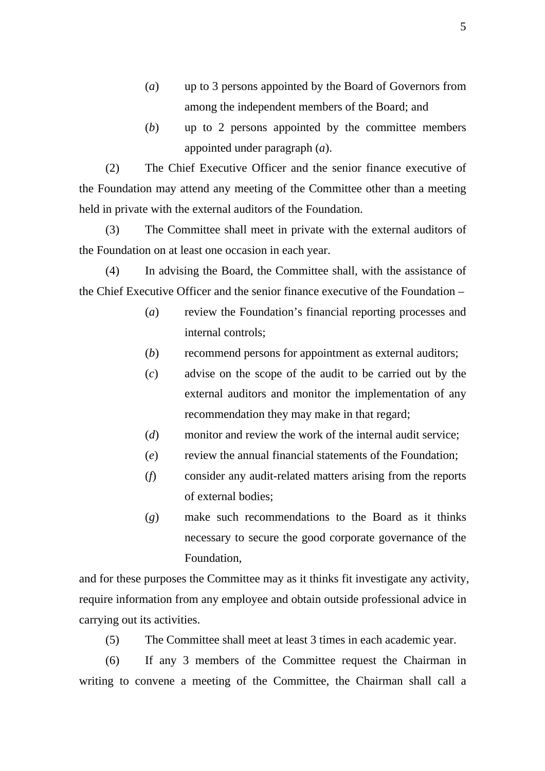(*a*) up to 3 persons appointed by the Board of Governors from among the independent members of the Board; and

(*b*) up to 2 persons appointed by the committee members appointed under paragraph (*a*).

(2) The Chief Executive Officer and the senior finance executive of the Foundation may attend any meeting of the Committee other than a meeting held in private with the external auditors of the Foundation.

(3) The Committee shall meet in private with the external auditors of the Foundation on at least one occasion in each year.

(4) In advising the Board, the Committee shall, with the assistance of the Chief Executive Officer and the senior finance executive of the Foundation –

(*a*) review the Foundation's financial reporting processes and internal controls;

(*b*) recommend persons for appointment as external auditors;

(*c*) advise on the scope of the audit to be carried out by the external auditors and monitor the implementation of any recommendation they may make in that regard;

(*d*) monitor and review the work of the internal audit service;

(*e*) review the annual financial statements of the Foundation;

(*f*) consider any audit-related matters arising from the reports of external bodies;

(*g*) make such recommendations to the Board as it thinks necessary to secure the good corporate governance of the Foundation,

and for these purposes the Committee may as it thinks fit investigate any activity, require information from any employee and obtain outside professional advice in carrying out its activities.

(5) The Committee shall meet at least 3 times in each academic year.

(6) If any 3 members of the Committee request the Chairman in writing to convene a meeting of the Committee, the Chairman shall call a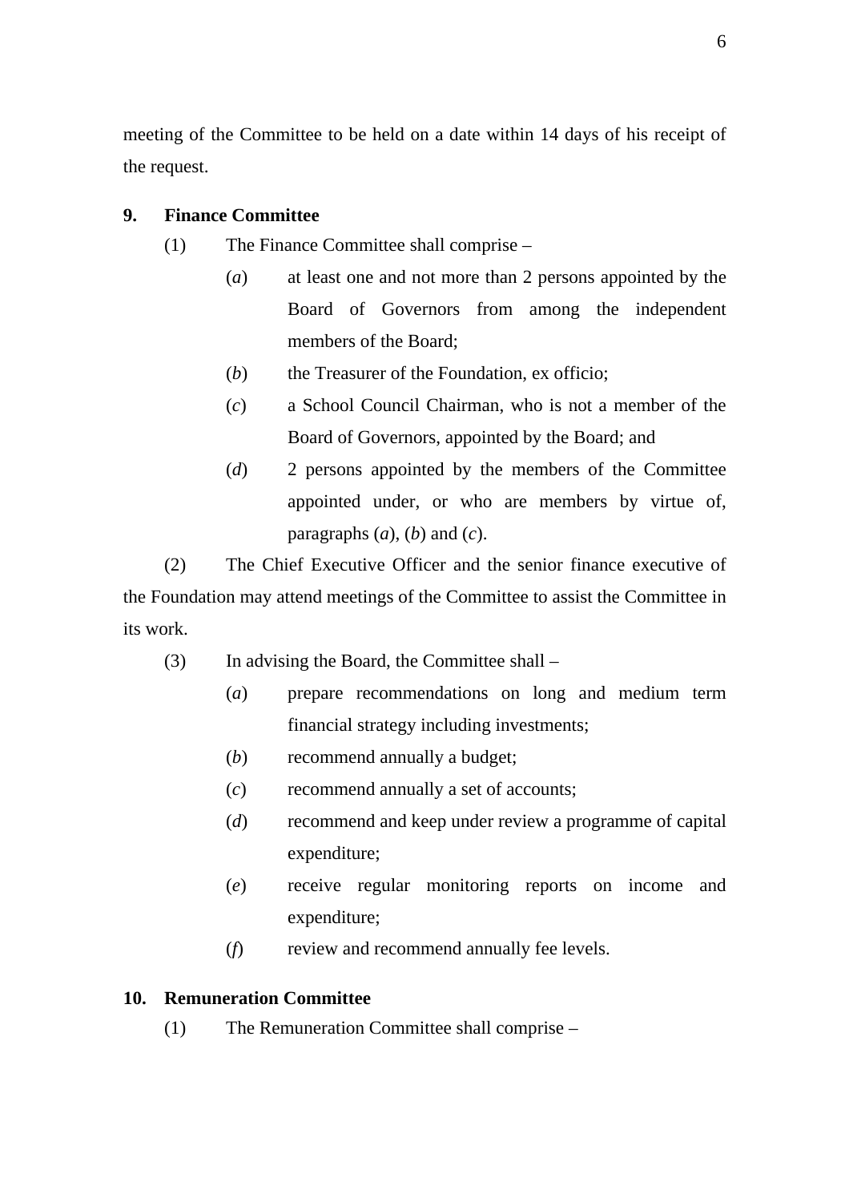meeting of the Committee to be held on a date within 14 days of his receipt of the request.

**9. Finance Committee**

(1) The Finance Committee shall comprise –

(*a*) at least one and not more than 2 persons appointed by the Board of Governors from among the independent members of the Board;

(*b*) the Treasurer of the Foundation, ex officio;

(*c*) a School Council Chairman, who is not a member of the Board of Governors, appointed by the Board; and

(*d*) 2 persons appointed by the members of the Committee appointed under, or who are members by virtue of, paragraphs (*a*), (*b*) and (*c*).

(2) The Chief Executive Officer and the senior finance executive of the Foundation may attend meetings of the Committee to assist the Committee in its work.

(3) In advising the Board, the Committee shall –

(*a*) prepare recommendations on long and medium term financial strategy including investments;

(*b*) recommend annually a budget;

(*c*) recommend annually a set of accounts;

(*d*) recommend and keep under review a programme of capital expenditure;

(*e*) receive regular monitoring reports on income and expenditure;

(*f*) review and recommend annually fee levels.

**10. Remuneration Committee**

(1) The Remuneration Committee shall comprise –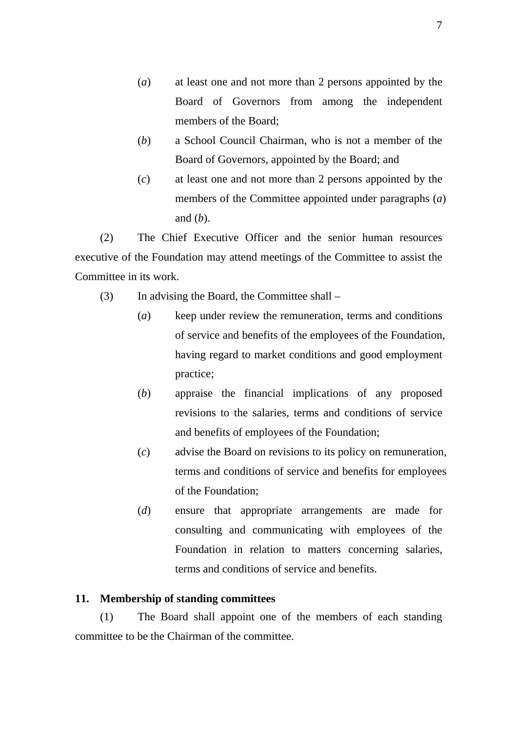(*a*) at least one and not more than 2 persons appointed by the Board of Governors from among the independent members of the Board;

(*b*) a School Council Chairman, who is not a member of the Board of Governors, appointed by the Board; and

(*c*) at least one and not more than 2 persons appointed by the members of the Committee appointed under paragraphs (*a*) and (*b*).

(2) The Chief Executive Officer and the senior human resources executive of the Foundation may attend meetings of the Committee to assist the Committee in its work.

(3) In advising the Board, the Committee shall –

(*a*) keep under review the remuneration, terms and conditions of service and benefits of the employees of the Foundation, having regard to market conditions and good employment practice;

(*b*) appraise the financial implications of any proposed revisions to the salaries, terms and conditions of service and benefits of employees of the Foundation;

(*c*) advise the Board on revisions to its policy on remuneration, terms and conditions of service and benefits for employees of the Foundation;

(*d*) ensure that appropriate arrangements are made for consulting and communicating with employees of the Foundation in relation to matters concerning salaries, terms and conditions of service and benefits.

**11. Membership of standing committees**

(1) The Board shall appoint one of the members of each standing committee to be the Chairman of the committee.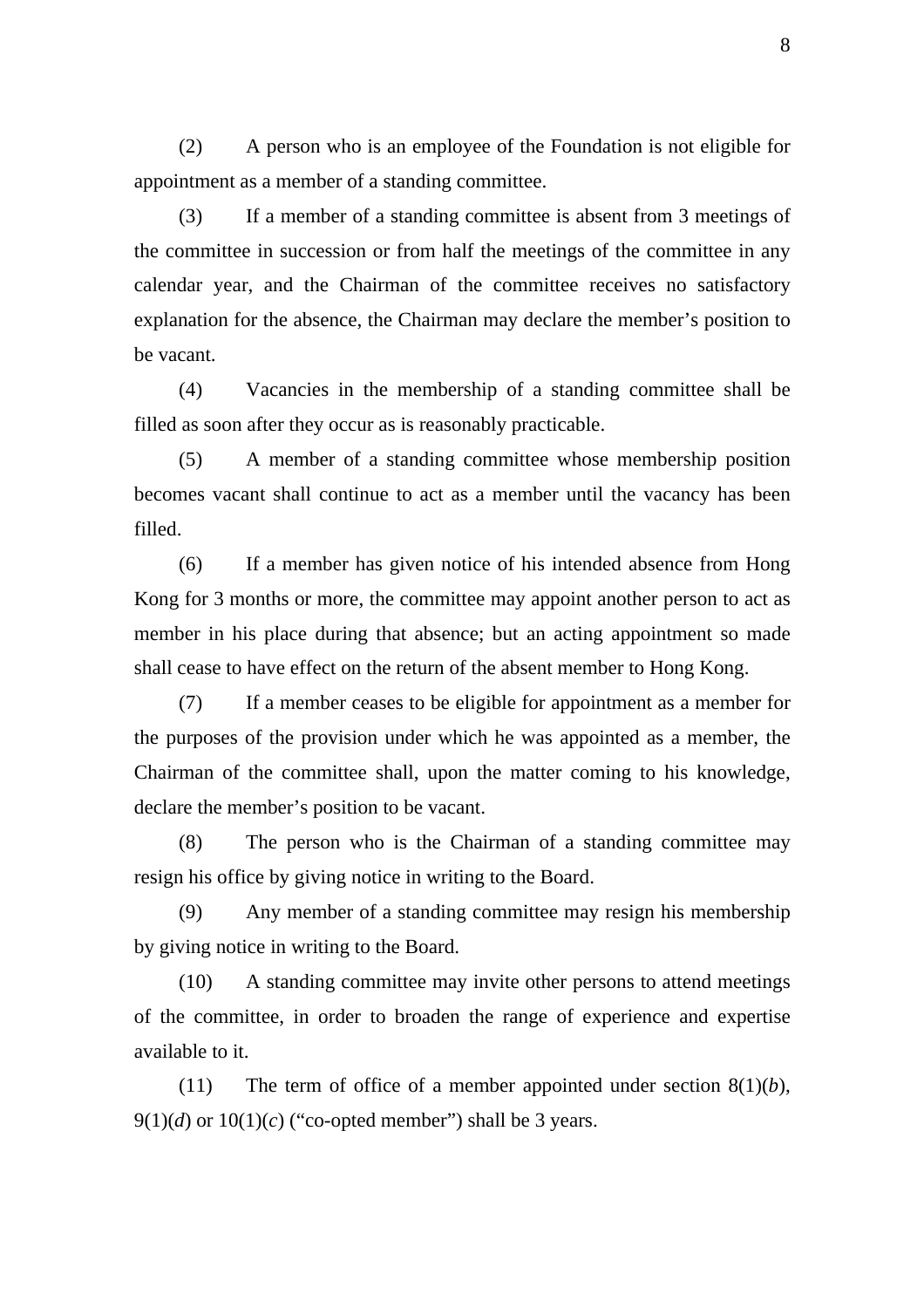(2) A person who is an employee of the Foundation is not eligible for appointment as a member of a standing committee.

(3) If a member of a standing committee is absent from 3 meetings of the committee in succession or from half the meetings of the committee in any calendar year, and the Chairman of the committee receives no satisfactory explanation for the absence, the Chairman may declare the member's position to be vacant.

(4) Vacancies in the membership of a standing committee shall be filled as soon after they occur as is reasonably practicable.

(5) A member of a standing committee whose membership position becomes vacant shall continue to act as a member until the vacancy has been filled.

(6) If a member has given notice of his intended absence from Hong Kong for 3 months or more, the committee may appoint another person to act as member in his place during that absence; but an acting appointment so made shall cease to have effect on the return of the absent member to Hong Kong.

(7) If a member ceases to be eligible for appointment as a member for the purposes of the provision under which he was appointed as a member, the Chairman of the committee shall, upon the matter coming to his knowledge, declare the member's position to be vacant.

(8) The person who is the Chairman of a standing committee may resign his office by giving notice in writing to the Board.

(9) Any member of a standing committee may resign his membership by giving notice in writing to the Board.

(10) A standing committee may invite other persons to attend meetings of the committee, in order to broaden the range of experience and expertise available to it.

(11) The term of office of a member appointed under section 8(1)(*b*), 9(1)(*d*) or 10(1)(*c*) ("co-opted member") shall be 3 years.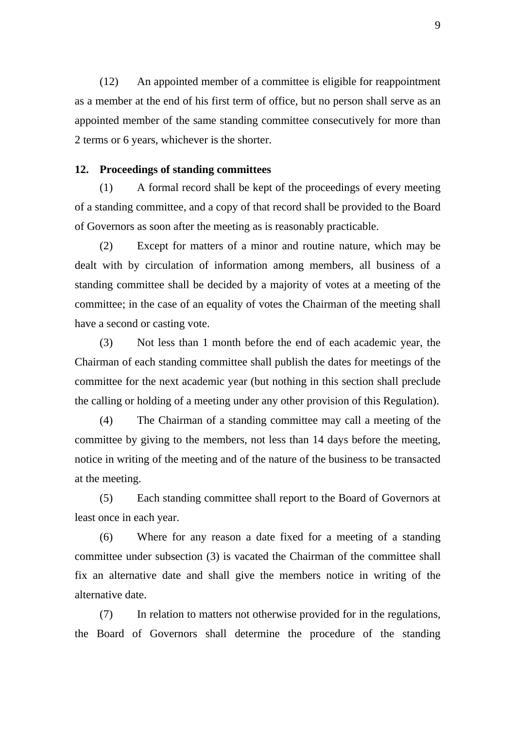(12) An appointed member of a committee is eligible for reappointment as a member at the end of his first term of office, but no person shall serve as an appointed member of the same standing committee consecutively for more than 2 terms or 6 years, whichever is the shorter.

**12. Proceedings of standing committees**

(1) A formal record shall be kept of the proceedings of every meeting of a standing committee, and a copy of that record shall be provided to the Board of Governors as soon after the meeting as is reasonably practicable.

(2) Except for matters of a minor and routine nature, which may be dealt with by circulation of information among members, all business of a standing committee shall be decided by a majority of votes at a meeting of the committee; in the case of an equality of votes the Chairman of the meeting shall have a second or casting vote.

(3) Not less than 1 month before the end of each academic year, the Chairman of each standing committee shall publish the dates for meetings of the committee for the next academic year (but nothing in this section shall preclude the calling or holding of a meeting under any other provision of this Regulation).

(4) The Chairman of a standing committee may call a meeting of the committee by giving to the members, not less than 14 days before the meeting, notice in writing of the meeting and of the nature of the business to be transacted at the meeting.

(5) Each standing committee shall report to the Board of Governors at least once in each year.

(6) Where for any reason a date fixed for a meeting of a standing committee under subsection (3) is vacated the Chairman of the committee shall fix an alternative date and shall give the members notice in writing of the alternative date.

(7) In relation to matters not otherwise provided for in the regulations, the Board of Governors shall determine the procedure of the standing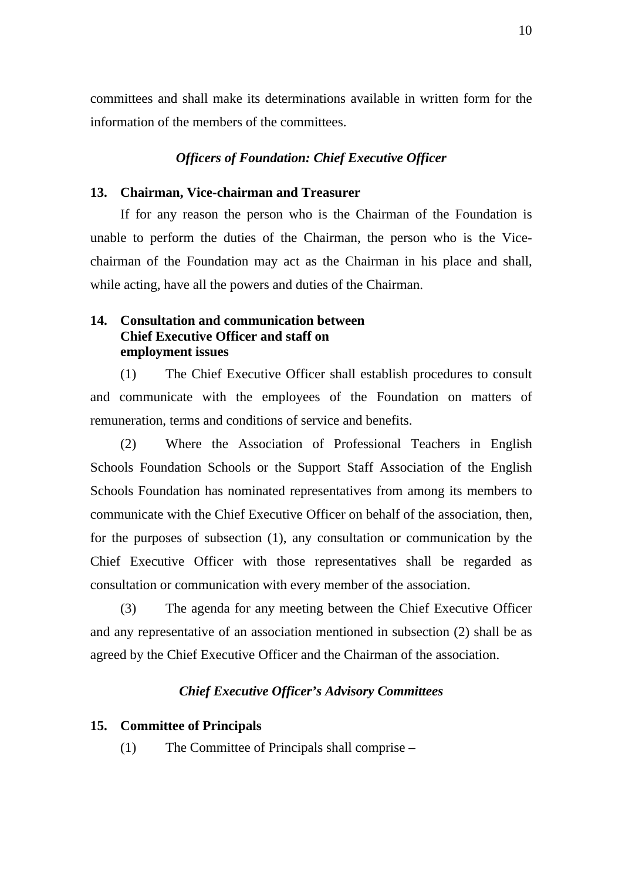committees and shall make its determinations available in written form for the information of the members of the committees.

### *Officers of Foundation: Chief Executive Officer*

**13. Chairman, Vice-chairman and Treasurer**

If for any reason the person who is the Chairman of the Foundation is unable to perform the duties of the Chairman, the person who is the Vice-chairman of the Foundation may act as the Chairman in his place and shall, while acting, have all the powers and duties of the Chairman.

**14. Consultation and communication between Chief Executive Officer and staff on employment issues**

(1) The Chief Executive Officer shall establish procedures to consult and communicate with the employees of the Foundation on matters of remuneration, terms and conditions of service and benefits.

(2) Where the Association of Professional Teachers in English Schools Foundation Schools or the Support Staff Association of the English Schools Foundation has nominated representatives from among its members to communicate with the Chief Executive Officer on behalf of the association, then, for the purposes of subsection (1), any consultation or communication by the Chief Executive Officer with those representatives shall be regarded as consultation or communication with every member of the association.

(3) The agenda for any meeting between the Chief Executive Officer and any representative of an association mentioned in subsection (2) shall be as agreed by the Chief Executive Officer and the Chairman of the association.

### *Chief Executive Officer's Advisory Committees*

**15. Committee of Principals**

(1) The Committee of Principals shall comprise –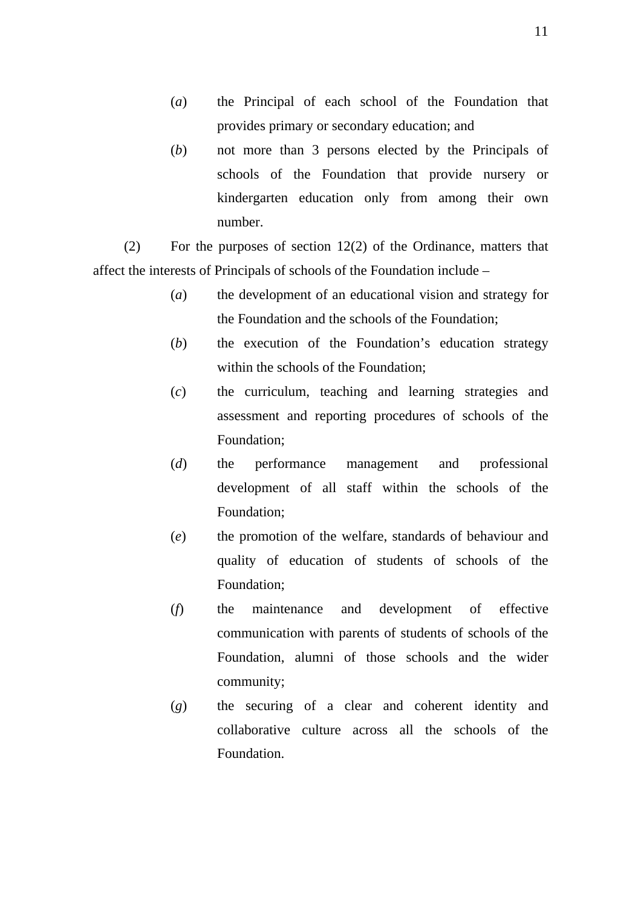(*a*) the Principal of each school of the Foundation that provides primary or secondary education; and

(*b*) not more than 3 persons elected by the Principals of schools of the Foundation that provide nursery or kindergarten education only from among their own number.

(2) For the purposes of section 12(2) of the Ordinance, matters that affect the interests of Principals of schools of the Foundation include –

(*a*) the development of an educational vision and strategy for the Foundation and the schools of the Foundation;

(*b*) the execution of the Foundation's education strategy within the schools of the Foundation;

(*c*) the curriculum, teaching and learning strategies and assessment and reporting procedures of schools of the Foundation;

(*d*) the performance management and professional development of all staff within the schools of the Foundation;

(*e*) the promotion of the welfare, standards of behaviour and quality of education of students of schools of the Foundation;

(*f*) the maintenance and development of effective communication with parents of students of schools of the Foundation, alumni of those schools and the wider community;

(*g*) the securing of a clear and coherent identity and collaborative culture across all the schools of the Foundation.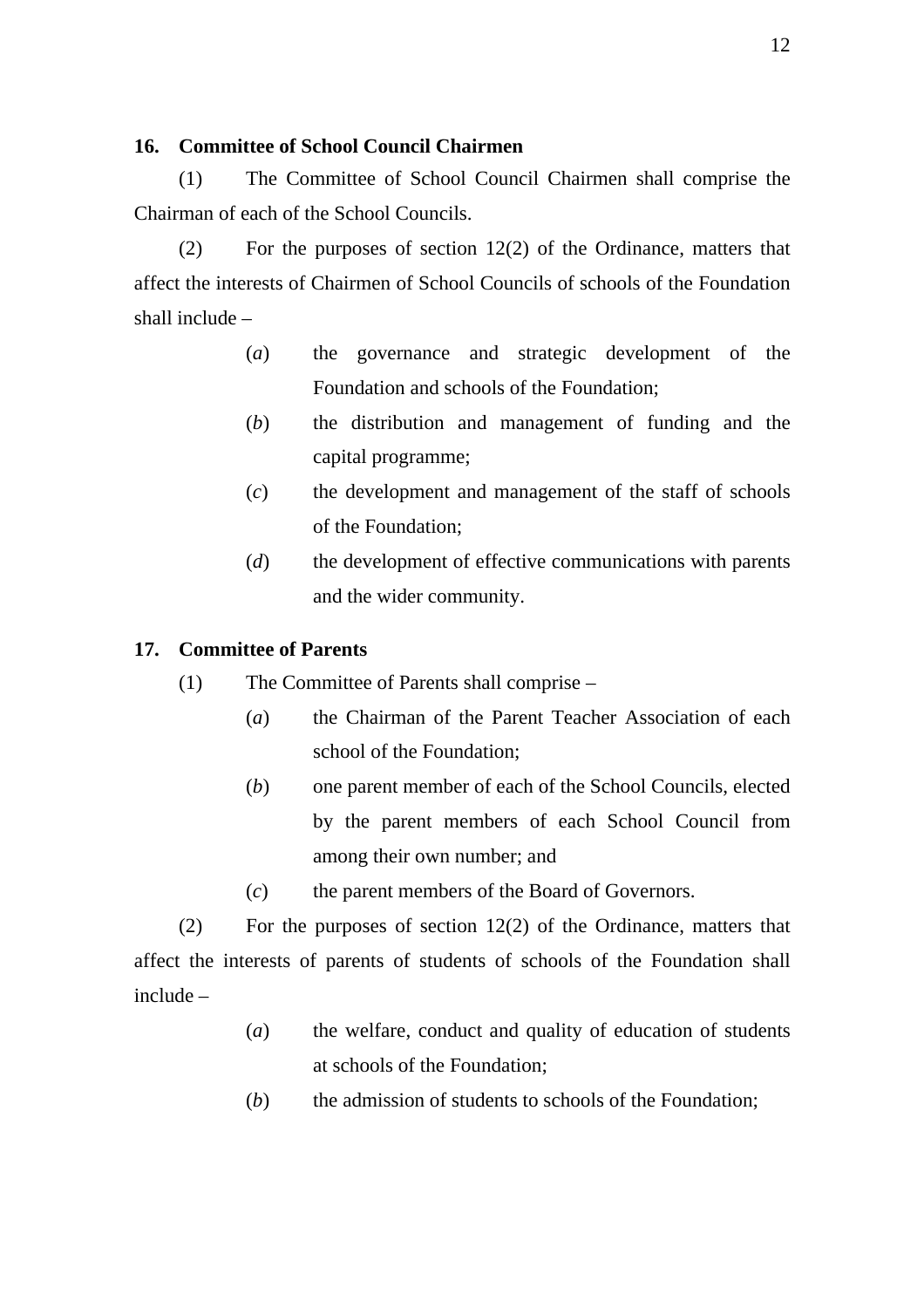**16. Committee of School Council Chairmen**

(1) The Committee of School Council Chairmen shall comprise the Chairman of each of the School Councils.

(2) For the purposes of section 12(2) of the Ordinance, matters that affect the interests of Chairmen of School Councils of schools of the Foundation shall include –

- (*a*) the governance and strategic development of the Foundation and schools of the Foundation;
- (*b*) the distribution and management of funding and the capital programme;
- (*c*) the development and management of the staff of schools of the Foundation;
- (*d*) the development of effective communications with parents and the wider community.

**17. Committee of Parents**

(1) The Committee of Parents shall comprise –

- (*a*) the Chairman of the Parent Teacher Association of each school of the Foundation;
- (*b*) one parent member of each of the School Councils, elected by the parent members of each School Council from among their own number; and
- (*c*) the parent members of the Board of Governors.

(2) For the purposes of section 12(2) of the Ordinance, matters that affect the interests of parents of students of schools of the Foundation shall include –

- (*a*) the welfare, conduct and quality of education of students at schools of the Foundation;
- (*b*) the admission of students to schools of the Foundation;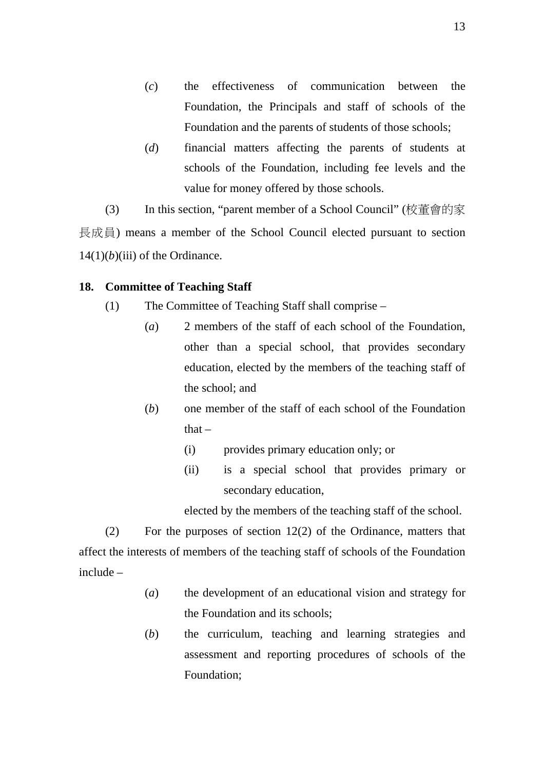(*c*) the effectiveness of communication between the Foundation, the Principals and staff of schools of the Foundation and the parents of students of those schools;

(*d*) financial matters affecting the parents of students at schools of the Foundation, including fee levels and the value for money offered by those schools.

(3) In this section, “parent member of a School Council” (校董會的家長成員) means a member of the School Council elected pursuant to section 14(1)(*b*)(iii) of the Ordinance.

**18. Committee of Teaching Staff**

(1) The Committee of Teaching Staff shall comprise –

(*a*) 2 members of the staff of each school of the Foundation, other than a special school, that provides secondary education, elected by the members of the teaching staff of the school; and

(*b*) one member of the staff of each school of the Foundation that –

(i) provides primary education only; or

(ii) is a special school that provides primary or secondary education,

elected by the members of the teaching staff of the school.

(2) For the purposes of section 12(2) of the Ordinance, matters that affect the interests of members of the teaching staff of schools of the Foundation include –

(*a*) the development of an educational vision and strategy for the Foundation and its schools;

(*b*) the curriculum, teaching and learning strategies and assessment and reporting procedures of schools of the Foundation;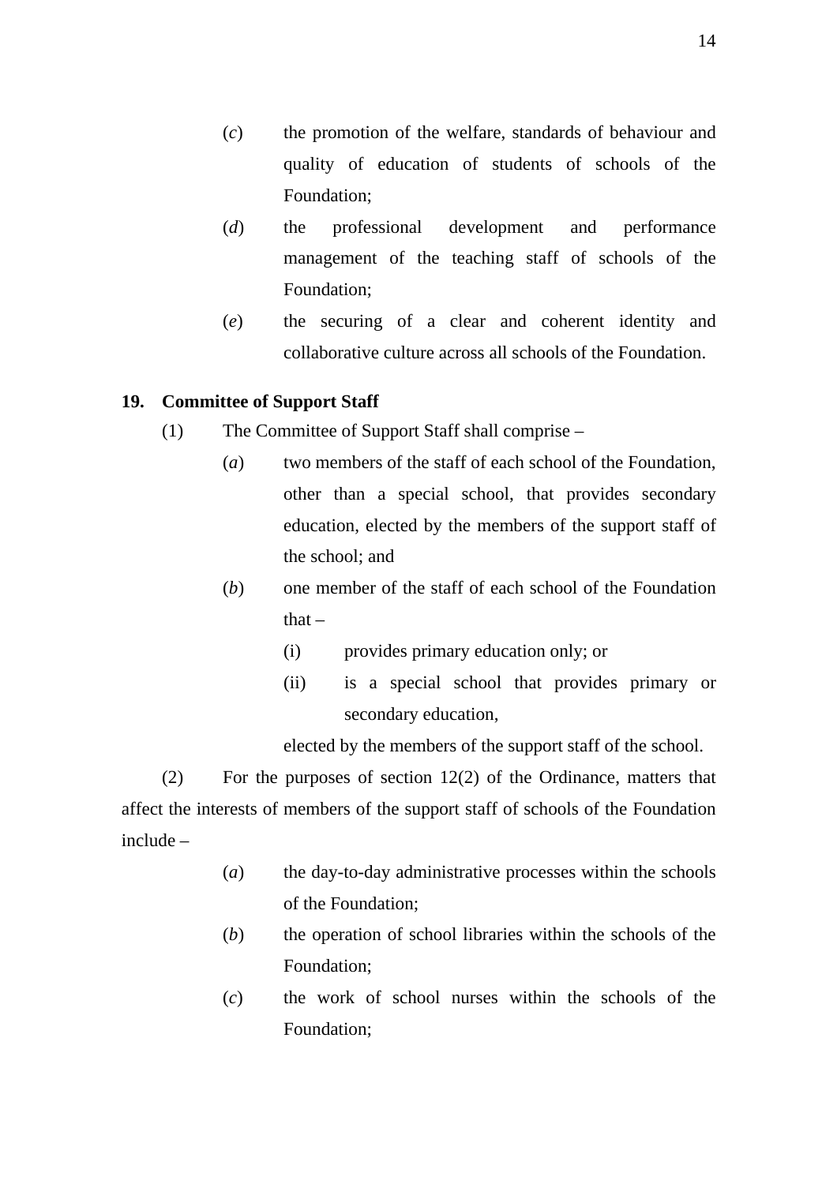(*c*) the promotion of the welfare, standards of behaviour and quality of education of students of schools of the Foundation;

(*d*) the professional development and performance management of the teaching staff of schools of the Foundation;

(*e*) the securing of a clear and coherent identity and collaborative culture across all schools of the Foundation.

**19. Committee of Support Staff**

(1) The Committee of Support Staff shall comprise –

(*a*) two members of the staff of each school of the Foundation, other than a special school, that provides secondary education, elected by the members of the support staff of the school; and

(*b*) one member of the staff of each school of the Foundation that –

(i) provides primary education only; or

(ii) is a special school that provides primary or secondary education,

elected by the members of the support staff of the school.

(2) For the purposes of section 12(2) of the Ordinance, matters that affect the interests of members of the support staff of schools of the Foundation include –

(*a*) the day-to-day administrative processes within the schools of the Foundation;

(*b*) the operation of school libraries within the schools of the Foundation;

(*c*) the work of school nurses within the schools of the Foundation;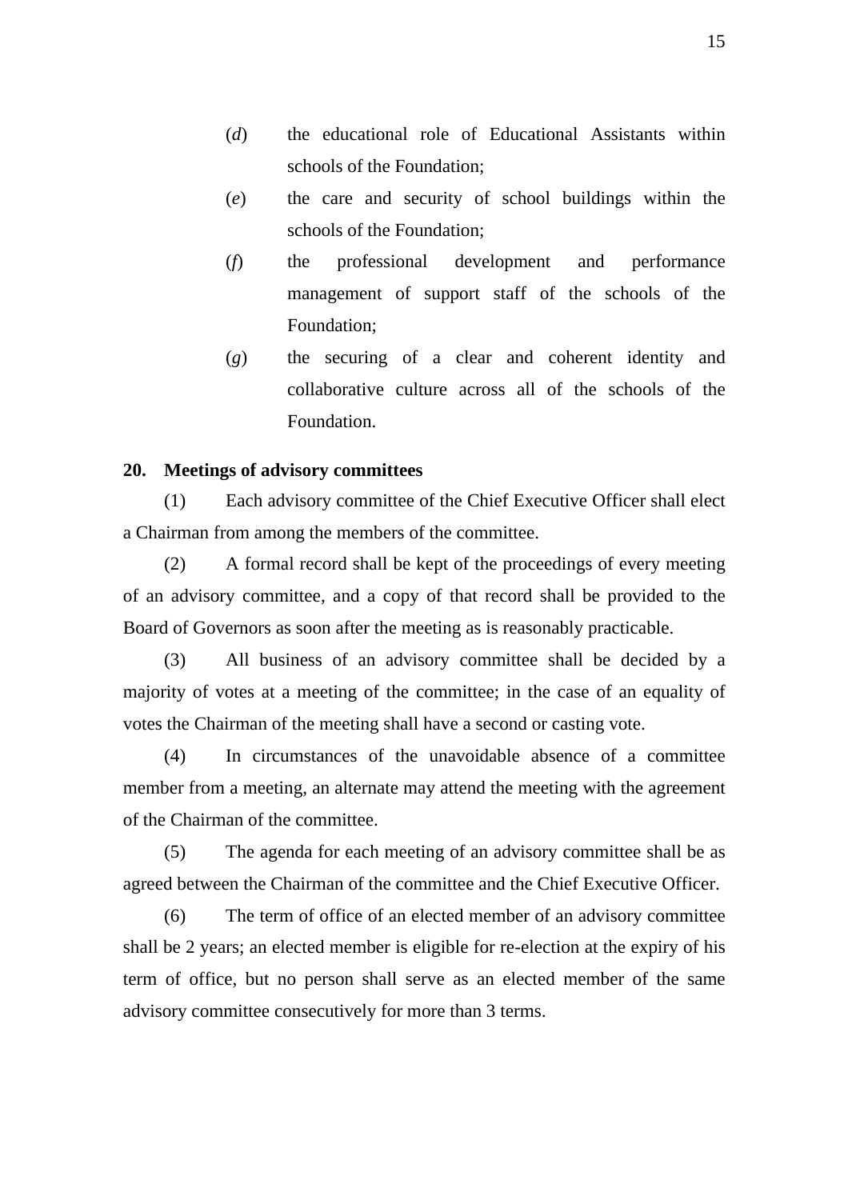(*d*) the educational role of Educational Assistants within schools of the Foundation;

(*e*) the care and security of school buildings within the schools of the Foundation;

(*f*) the professional development and performance management of support staff of the schools of the Foundation;

(*g*) the securing of a clear and coherent identity and collaborative culture across all of the schools of the Foundation.

**20. Meetings of advisory committees**

(1) Each advisory committee of the Chief Executive Officer shall elect a Chairman from among the members of the committee.

(2) A formal record shall be kept of the proceedings of every meeting of an advisory committee, and a copy of that record shall be provided to the Board of Governors as soon after the meeting as is reasonably practicable.

(3) All business of an advisory committee shall be decided by a majority of votes at a meeting of the committee; in the case of an equality of votes the Chairman of the meeting shall have a second or casting vote.

(4) In circumstances of the unavoidable absence of a committee member from a meeting, an alternate may attend the meeting with the agreement of the Chairman of the committee.

(5) The agenda for each meeting of an advisory committee shall be as agreed between the Chairman of the committee and the Chief Executive Officer.

(6) The term of office of an elected member of an advisory committee shall be 2 years; an elected member is eligible for re-election at the expiry of his term of office, but no person shall serve as an elected member of the same advisory committee consecutively for more than 3 terms.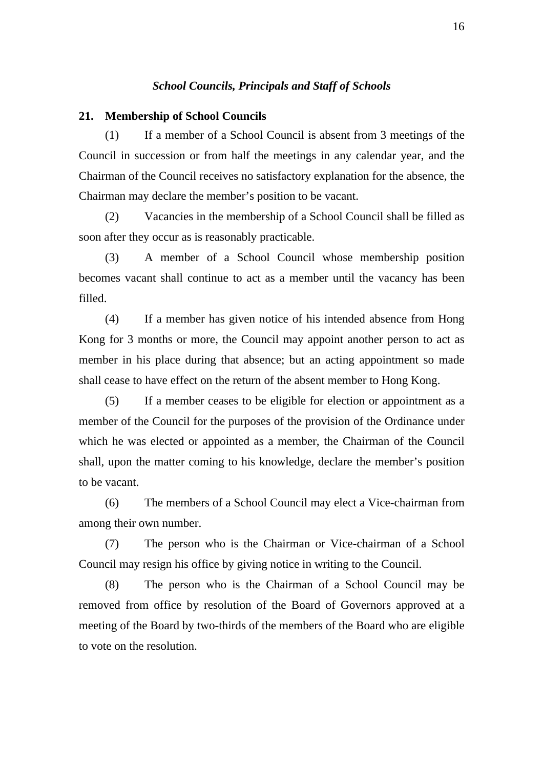*School Councils, Principals and Staff of Schools*

**21. Membership of School Councils**

(1) If a member of a School Council is absent from 3 meetings of the Council in succession or from half the meetings in any calendar year, and the Chairman of the Council receives no satisfactory explanation for the absence, the Chairman may declare the member's position to be vacant.

(2) Vacancies in the membership of a School Council shall be filled as soon after they occur as is reasonably practicable.

(3) A member of a School Council whose membership position becomes vacant shall continue to act as a member until the vacancy has been filled.

(4) If a member has given notice of his intended absence from Hong Kong for 3 months or more, the Council may appoint another person to act as member in his place during that absence; but an acting appointment so made shall cease to have effect on the return of the absent member to Hong Kong.

(5) If a member ceases to be eligible for election or appointment as a member of the Council for the purposes of the provision of the Ordinance under which he was elected or appointed as a member, the Chairman of the Council shall, upon the matter coming to his knowledge, declare the member's position to be vacant.

(6) The members of a School Council may elect a Vice-chairman from among their own number.

(7) The person who is the Chairman or Vice-chairman of a School Council may resign his office by giving notice in writing to the Council.

(8) The person who is the Chairman of a School Council may be removed from office by resolution of the Board of Governors approved at a meeting of the Board by two-thirds of the members of the Board who are eligible to vote on the resolution.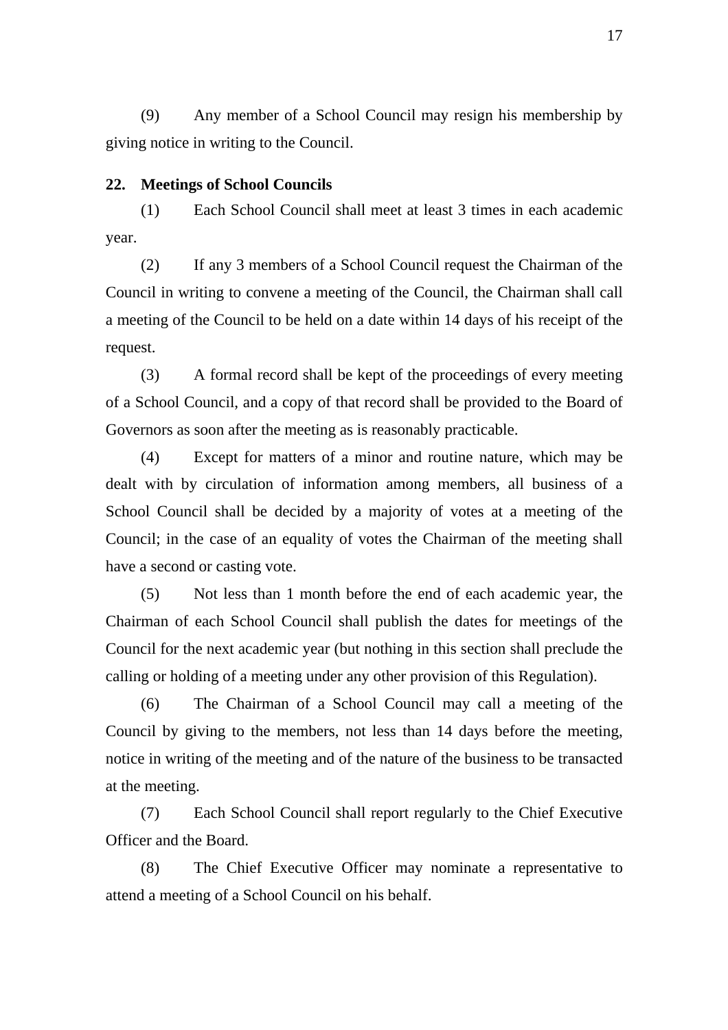(9) Any member of a School Council may resign his membership by giving notice in writing to the Council.

**22. Meetings of School Councils**

(1) Each School Council shall meet at least 3 times in each academic year.

(2) If any 3 members of a School Council request the Chairman of the Council in writing to convene a meeting of the Council, the Chairman shall call a meeting of the Council to be held on a date within 14 days of his receipt of the request.

(3) A formal record shall be kept of the proceedings of every meeting of a School Council, and a copy of that record shall be provided to the Board of Governors as soon after the meeting as is reasonably practicable.

(4) Except for matters of a minor and routine nature, which may be dealt with by circulation of information among members, all business of a School Council shall be decided by a majority of votes at a meeting of the Council; in the case of an equality of votes the Chairman of the meeting shall have a second or casting vote.

(5) Not less than 1 month before the end of each academic year, the Chairman of each School Council shall publish the dates for meetings of the Council for the next academic year (but nothing in this section shall preclude the calling or holding of a meeting under any other provision of this Regulation).

(6) The Chairman of a School Council may call a meeting of the Council by giving to the members, not less than 14 days before the meeting, notice in writing of the meeting and of the nature of the business to be transacted at the meeting.

(7) Each School Council shall report regularly to the Chief Executive Officer and the Board.

(8) The Chief Executive Officer may nominate a representative to attend a meeting of a School Council on his behalf.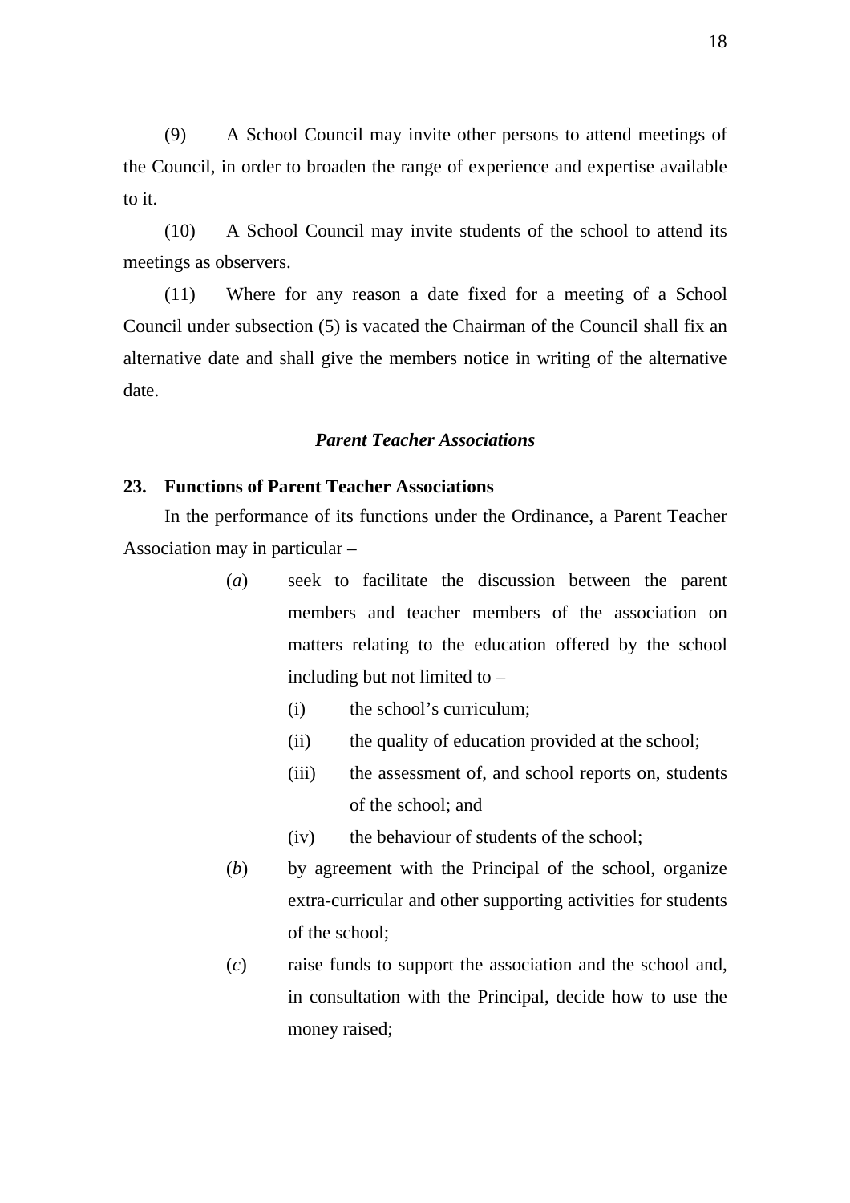(9) A School Council may invite other persons to attend meetings of the Council, in order to broaden the range of experience and expertise available to it.

(10) A School Council may invite students of the school to attend its meetings as observers.

(11) Where for any reason a date fixed for a meeting of a School Council under subsection (5) is vacated the Chairman of the Council shall fix an alternative date and shall give the members notice in writing of the alternative date.

### *Parent Teacher Associations*

**23. Functions of Parent Teacher Associations**

In the performance of its functions under the Ordinance, a Parent Teacher Association may in particular –

(*a*) seek to facilitate the discussion between the parent members and teacher members of the association on matters relating to the education offered by the school including but not limited to –

(i) the school's curriculum;

(ii) the quality of education provided at the school;

(iii) the assessment of, and school reports on, students of the school; and

(iv) the behaviour of students of the school;

(*b*) by agreement with the Principal of the school, organize extra-curricular and other supporting activities for students of the school;

(*c*) raise funds to support the association and the school and, in consultation with the Principal, decide how to use the money raised;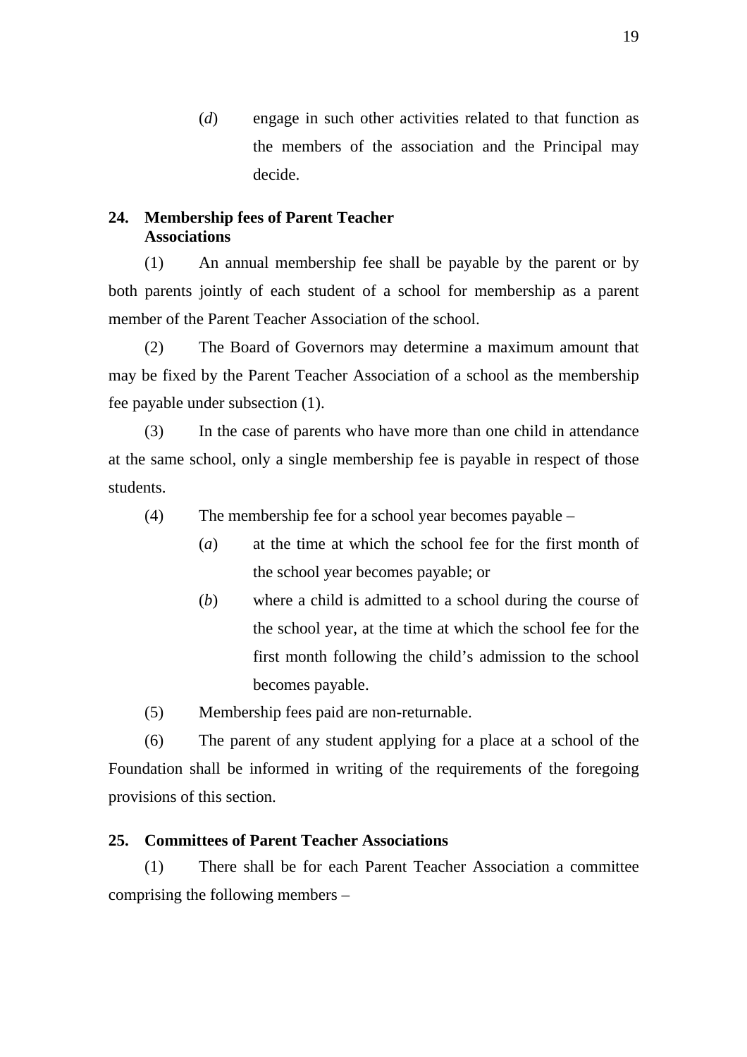(*d*) engage in such other activities related to that function as the members of the association and the Principal may decide.

**24. Membership fees of Parent Teacher Associations**

(1) An annual membership fee shall be payable by the parent or by both parents jointly of each student of a school for membership as a parent member of the Parent Teacher Association of the school.

(2) The Board of Governors may determine a maximum amount that may be fixed by the Parent Teacher Association of a school as the membership fee payable under subsection (1).

(3) In the case of parents who have more than one child in attendance at the same school, only a single membership fee is payable in respect of those students.

(4) The membership fee for a school year becomes payable –

(*a*) at the time at which the school fee for the first month of the school year becomes payable; or

(*b*) where a child is admitted to a school during the course of the school year, at the time at which the school fee for the first month following the child's admission to the school becomes payable.

(5) Membership fees paid are non-returnable.

(6) The parent of any student applying for a place at a school of the Foundation shall be informed in writing of the requirements of the foregoing provisions of this section.

**25. Committees of Parent Teacher Associations**

(1) There shall be for each Parent Teacher Association a committee comprising the following members –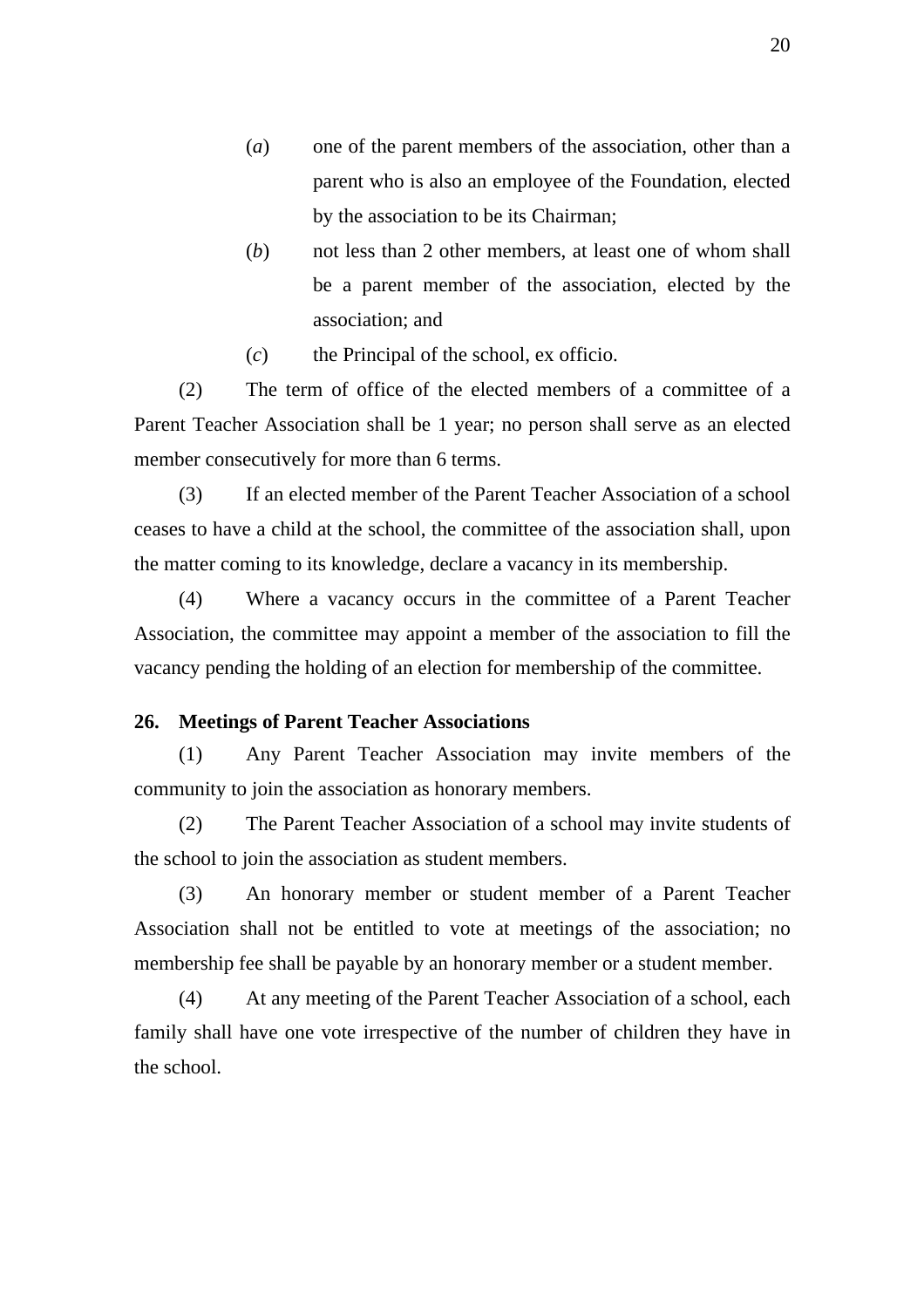(*a*) one of the parent members of the association, other than a parent who is also an employee of the Foundation, elected by the association to be its Chairman;

(*b*) not less than 2 other members, at least one of whom shall be a parent member of the association, elected by the association; and

(*c*) the Principal of the school, ex officio.

(2) The term of office of the elected members of a committee of a Parent Teacher Association shall be 1 year; no person shall serve as an elected member consecutively for more than 6 terms.

(3) If an elected member of the Parent Teacher Association of a school ceases to have a child at the school, the committee of the association shall, upon the matter coming to its knowledge, declare a vacancy in its membership.

(4) Where a vacancy occurs in the committee of a Parent Teacher Association, the committee may appoint a member of the association to fill the vacancy pending the holding of an election for membership of the committee.

**26. Meetings of Parent Teacher Associations**

(1) Any Parent Teacher Association may invite members of the community to join the association as honorary members.

(2) The Parent Teacher Association of a school may invite students of the school to join the association as student members.

(3) An honorary member or student member of a Parent Teacher Association shall not be entitled to vote at meetings of the association; no membership fee shall be payable by an honorary member or a student member.

(4) At any meeting of the Parent Teacher Association of a school, each family shall have one vote irrespective of the number of children they have in the school.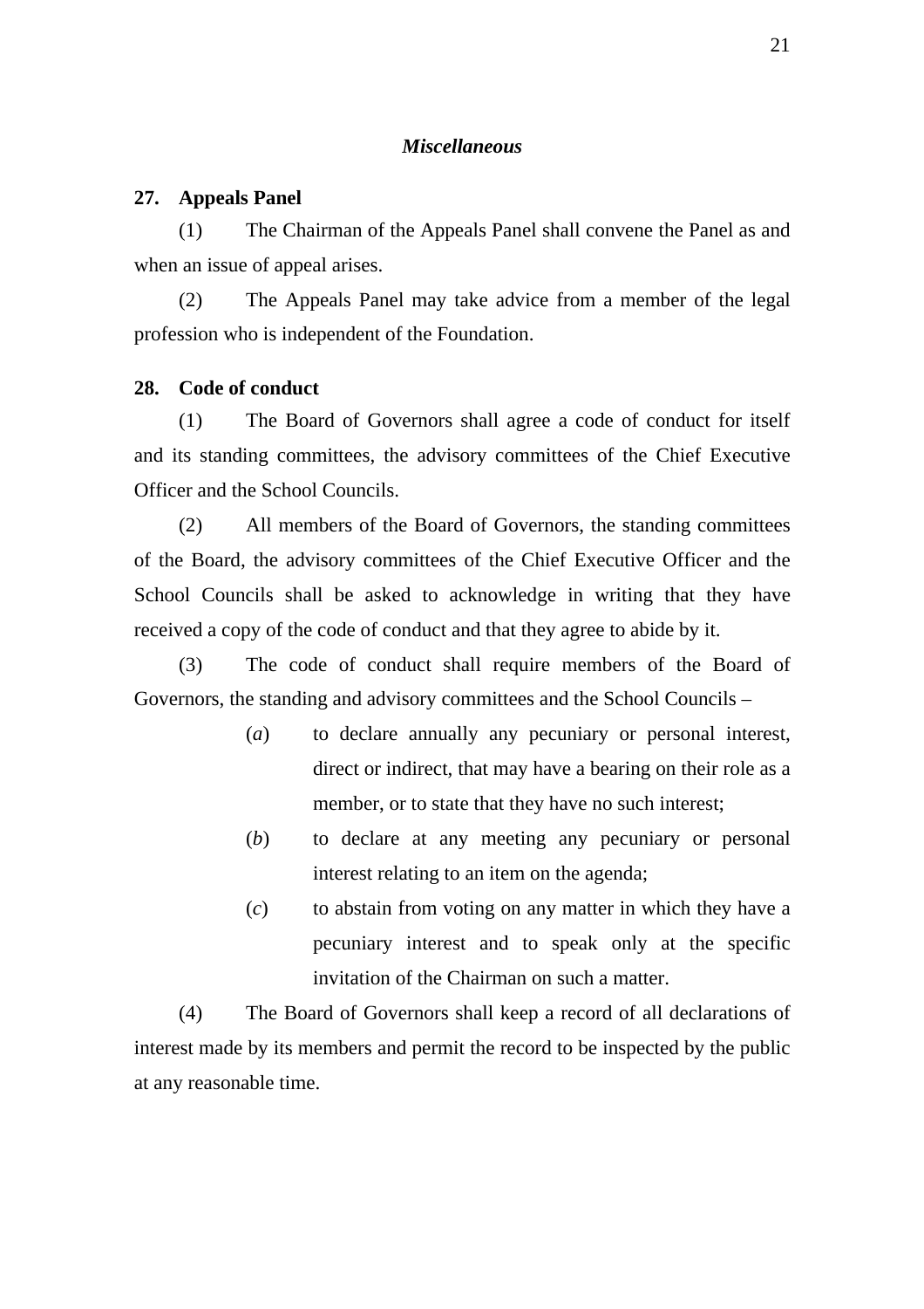### *Miscellaneous*

**27. Appeals Panel**

(1) The Chairman of the Appeals Panel shall convene the Panel as and when an issue of appeal arises.

(2) The Appeals Panel may take advice from a member of the legal profession who is independent of the Foundation.

**28. Code of conduct**

(1) The Board of Governors shall agree a code of conduct for itself and its standing committees, the advisory committees of the Chief Executive Officer and the School Councils.

(2) All members of the Board of Governors, the standing committees of the Board, the advisory committees of the Chief Executive Officer and the School Councils shall be asked to acknowledge in writing that they have received a copy of the code of conduct and that they agree to abide by it.

(3) The code of conduct shall require members of the Board of Governors, the standing and advisory committees and the School Councils –

- (*a*) to declare annually any pecuniary or personal interest, direct or indirect, that may have a bearing on their role as a member, or to state that they have no such interest;
- (*b*) to declare at any meeting any pecuniary or personal interest relating to an item on the agenda;
- (*c*) to abstain from voting on any matter in which they have a pecuniary interest and to speak only at the specific invitation of the Chairman on such a matter.

(4) The Board of Governors shall keep a record of all declarations of interest made by its members and permit the record to be inspected by the public at any reasonable time.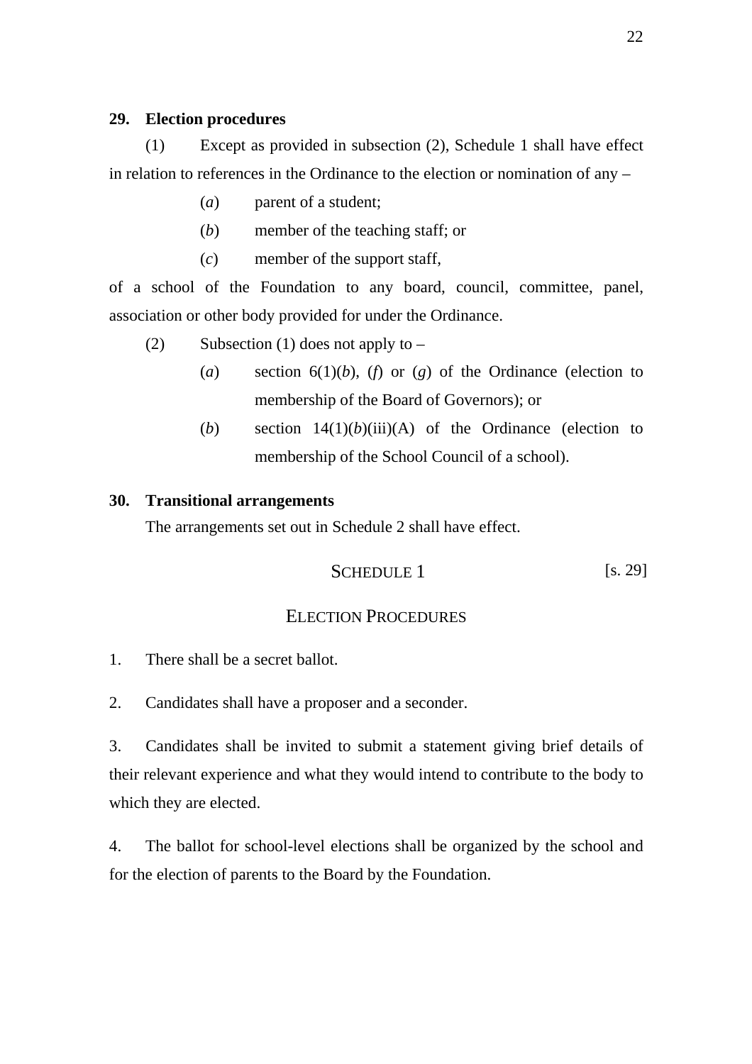**29. Election procedures**

(1) Except as provided in subsection (2), Schedule 1 shall have effect in relation to references in the Ordinance to the election or nomination of any –

(*a*) parent of a student;

(*b*) member of the teaching staff; or

(*c*) member of the support staff,

of a school of the Foundation to any board, council, committee, panel, association or other body provided for under the Ordinance.

(2) Subsection (1) does not apply to –

(*a*) section 6(1)(*b*), (*f*) or (*g*) of the Ordinance (election to membership of the Board of Governors); or

(*b*) section 14(1)(*b*)(iii)(A) of the Ordinance (election to membership of the School Council of a school).

**30. Transitional arrangements**

The arrangements set out in Schedule 2 shall have effect.

SCHEDULE 1 [s. 29]

ELECTION PROCEDURES

1. There shall be a secret ballot.

2. Candidates shall have a proposer and a seconder.

3. Candidates shall be invited to submit a statement giving brief details of their relevant experience and what they would intend to contribute to the body to which they are elected.

4. The ballot for school-level elections shall be organized by the school and for the election of parents to the Board by the Foundation.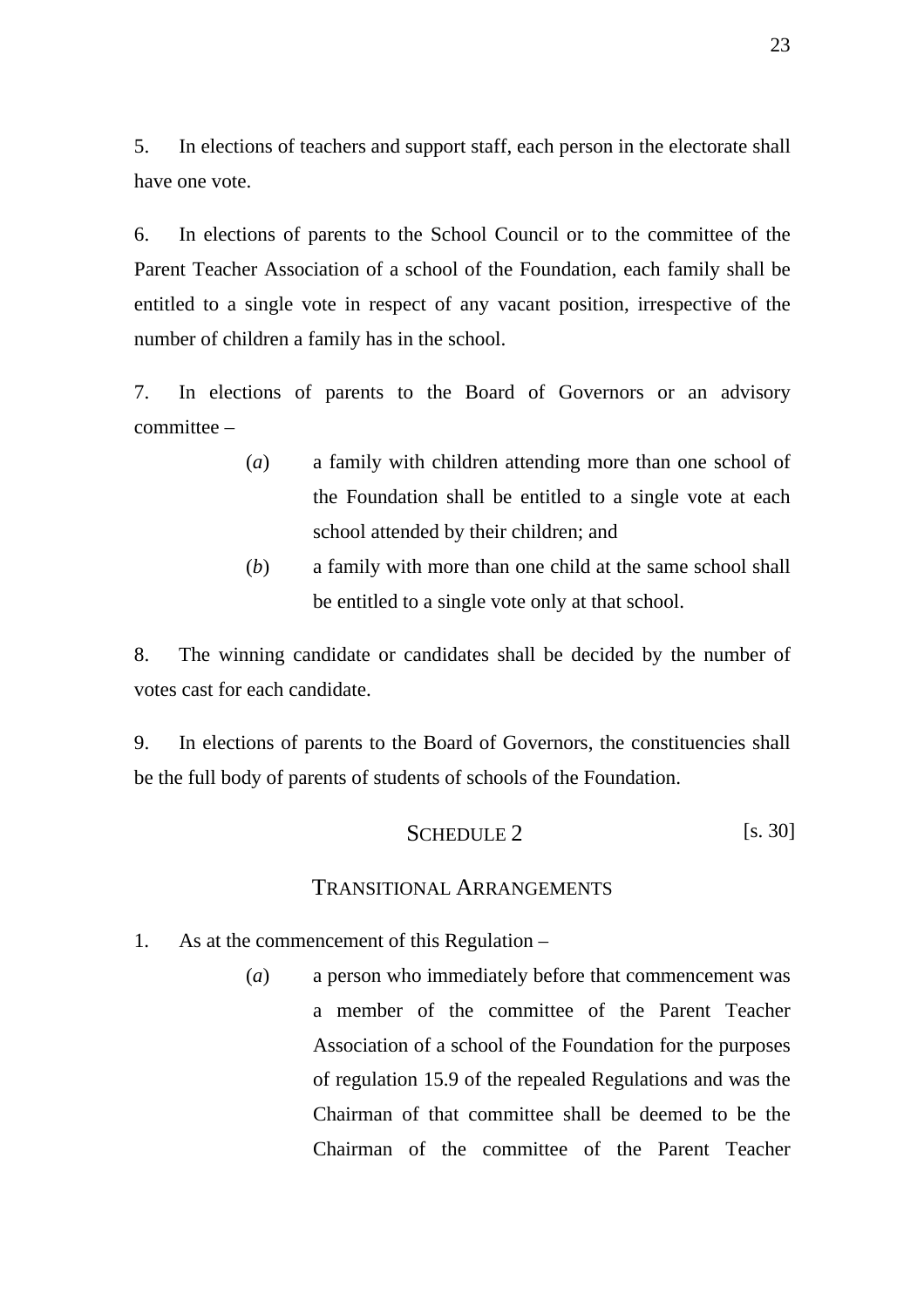5. In elections of teachers and support staff, each person in the electorate shall have one vote.

6. In elections of parents to the School Council or to the committee of the Parent Teacher Association of a school of the Foundation, each family shall be entitled to a single vote in respect of any vacant position, irrespective of the number of children a family has in the school.

7. In elections of parents to the Board of Governors or an advisory committee –

(*a*) a family with children attending more than one school of the Foundation shall be entitled to a single vote at each school attended by their children; and

(*b*) a family with more than one child at the same school shall be entitled to a single vote only at that school.

8. The winning candidate or candidates shall be decided by the number of votes cast for each candidate.

9. In elections of parents to the Board of Governors, the constituencies shall be the full body of parents of students of schools of the Foundation.

## SCHEDULE 2 [s. 30]

## TRANSITIONAL ARRANGEMENTS

1. As at the commencement of this Regulation –

(*a*) a person who immediately before that commencement was a member of the committee of the Parent Teacher Association of a school of the Foundation for the purposes of regulation 15.9 of the repealed Regulations and was the Chairman of that committee shall be deemed to be the Chairman of the committee of the Parent Teacher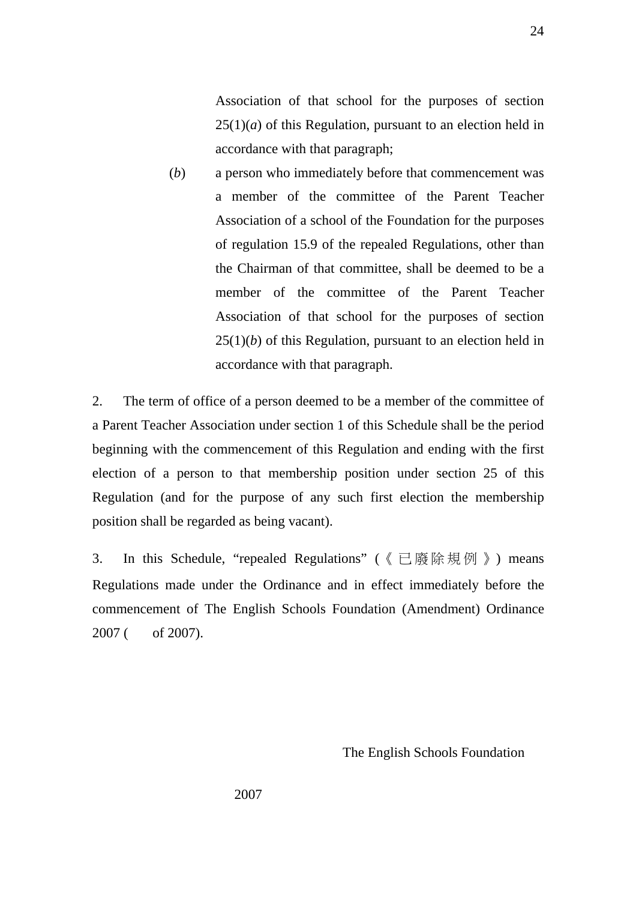Association of that school for the purposes of section 25(1)(*a*) of this Regulation, pursuant to an election held in accordance with that paragraph;

(*b*) a person who immediately before that commencement was a member of the committee of the Parent Teacher Association of a school of the Foundation for the purposes of regulation 15.9 of the repealed Regulations, other than the Chairman of that committee, shall be deemed to be a member of the committee of the Parent Teacher Association of that school for the purposes of section 25(1)(*b*) of this Regulation, pursuant to an election held in accordance with that paragraph.

2. The term of office of a person deemed to be a member of the committee of a Parent Teacher Association under section 1 of this Schedule shall be the period beginning with the commencement of this Regulation and ending with the first election of a person to that membership position under section 25 of this Regulation (and for the purpose of any such first election the membership position shall be regarded as being vacant).

3. In this Schedule, "repealed Regulations" (《已廢除規例》) means Regulations made under the Ordinance and in effect immediately before the commencement of The English Schools Foundation (Amendment) Ordinance 2007 (  of 2007).

The English Schools Foundation

2007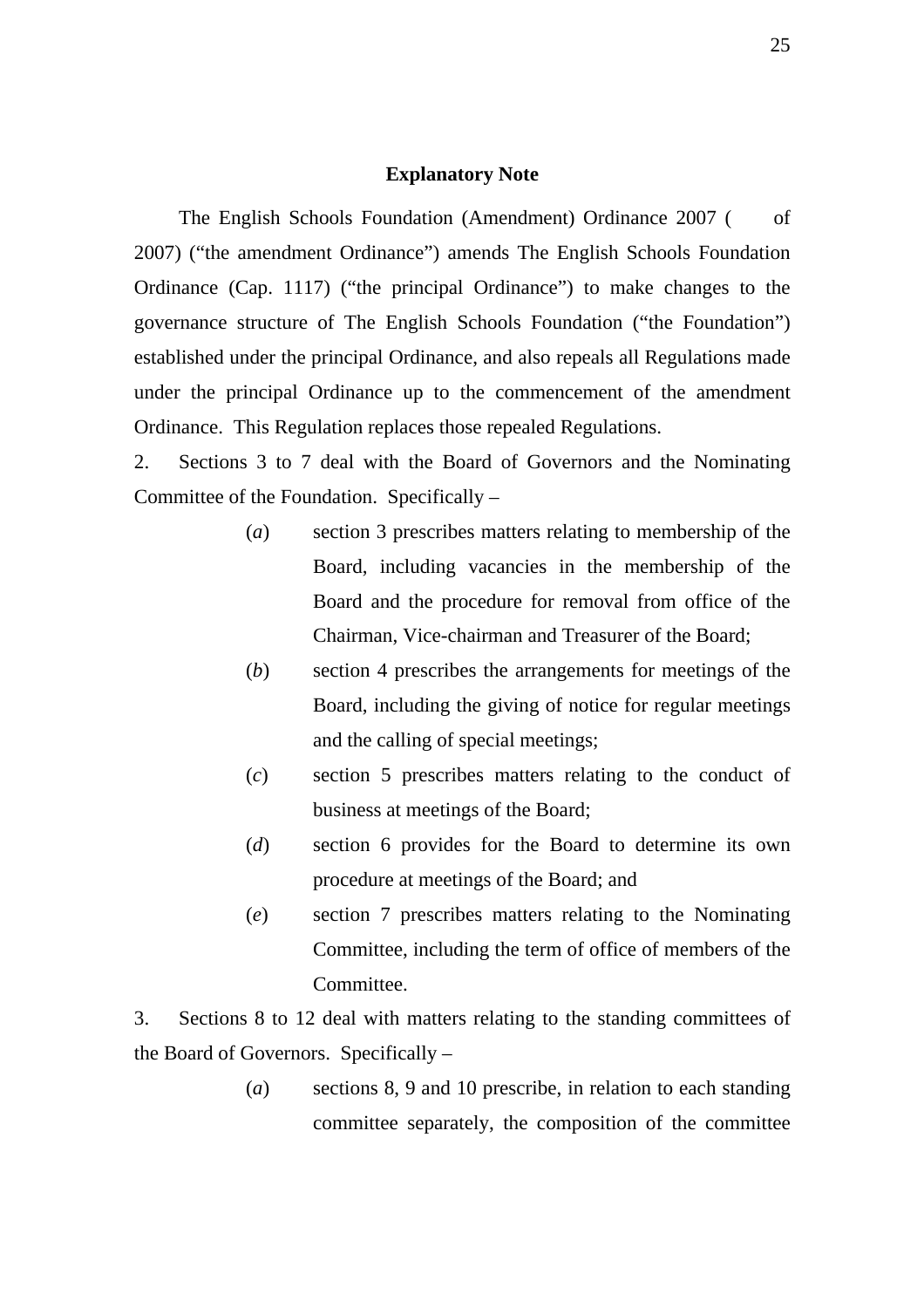**Explanatory Note**

The English Schools Foundation (Amendment) Ordinance 2007 (      of 2007) ("the amendment Ordinance") amends The English Schools Foundation Ordinance (Cap. 1117) ("the principal Ordinance") to make changes to the governance structure of The English Schools Foundation ("the Foundation") established under the principal Ordinance, and also repeals all Regulations made under the principal Ordinance up to the commencement of the amendment Ordinance. This Regulation replaces those repealed Regulations.

2. Sections 3 to 7 deal with the Board of Governors and the Nominating Committee of the Foundation. Specifically –

(*a*) section 3 prescribes matters relating to membership of the Board, including vacancies in the membership of the Board and the procedure for removal from office of the Chairman, Vice-chairman and Treasurer of the Board;

(*b*) section 4 prescribes the arrangements for meetings of the Board, including the giving of notice for regular meetings and the calling of special meetings;

(*c*) section 5 prescribes matters relating to the conduct of business at meetings of the Board;

(*d*) section 6 provides for the Board to determine its own procedure at meetings of the Board; and

(*e*) section 7 prescribes matters relating to the Nominating Committee, including the term of office of members of the Committee.

3. Sections 8 to 12 deal with matters relating to the standing committees of the Board of Governors. Specifically –

(*a*) sections 8, 9 and 10 prescribe, in relation to each standing committee separately, the composition of the committee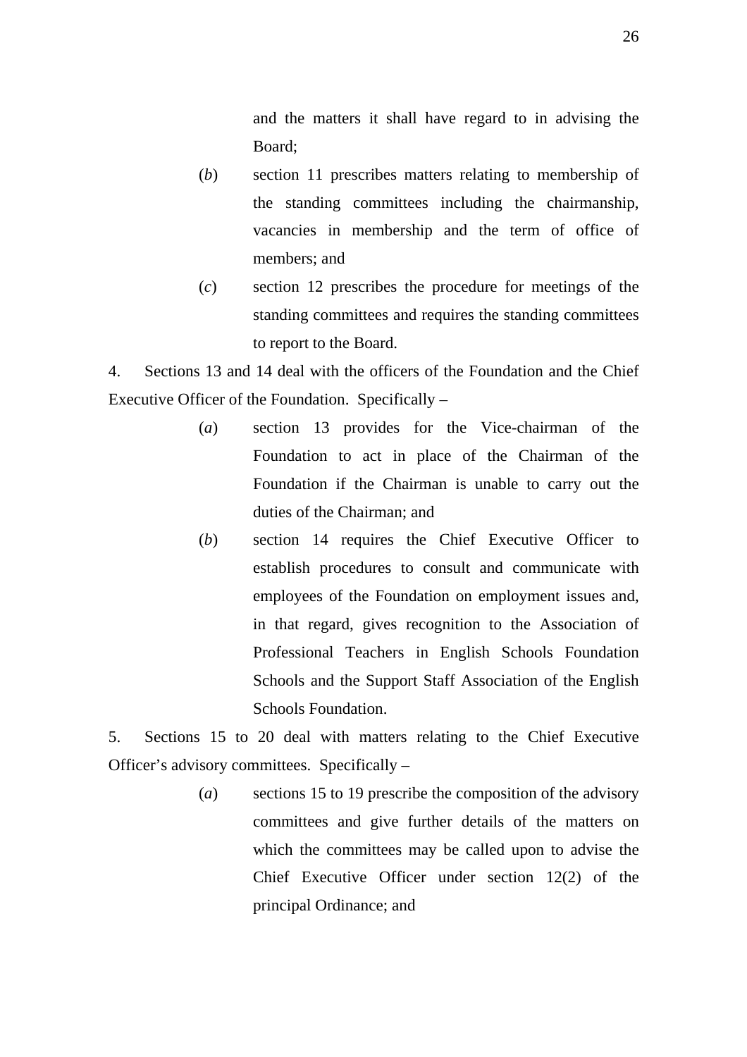and the matters it shall have regard to in advising the Board;

(*b*) section 11 prescribes matters relating to membership of the standing committees including the chairmanship, vacancies in membership and the term of office of members; and

(*c*) section 12 prescribes the procedure for meetings of the standing committees and requires the standing committees to report to the Board.

4. Sections 13 and 14 deal with the officers of the Foundation and the Chief Executive Officer of the Foundation. Specifically –

(*a*) section 13 provides for the Vice-chairman of the Foundation to act in place of the Chairman of the Foundation if the Chairman is unable to carry out the duties of the Chairman; and

(*b*) section 14 requires the Chief Executive Officer to establish procedures to consult and communicate with employees of the Foundation on employment issues and, in that regard, gives recognition to the Association of Professional Teachers in English Schools Foundation Schools and the Support Staff Association of the English Schools Foundation.

5. Sections 15 to 20 deal with matters relating to the Chief Executive Officer's advisory committees. Specifically –

(*a*) sections 15 to 19 prescribe the composition of the advisory committees and give further details of the matters on which the committees may be called upon to advise the Chief Executive Officer under section 12(2) of the principal Ordinance; and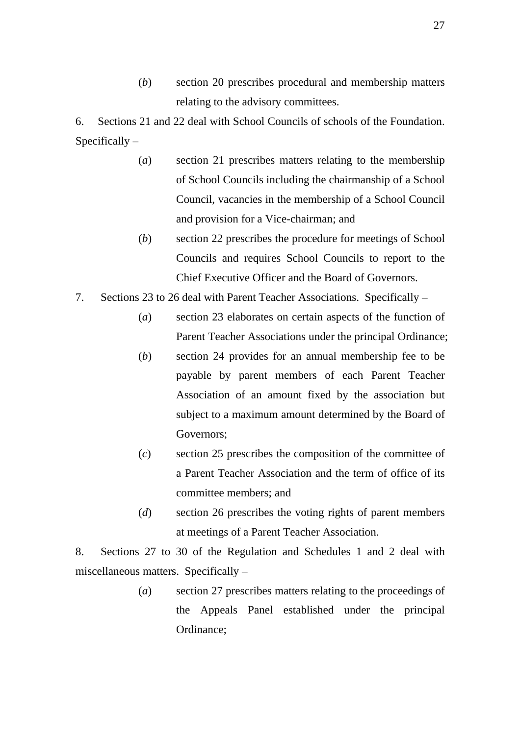(*b*) section 20 prescribes procedural and membership matters relating to the advisory committees.

6. Sections 21 and 22 deal with School Councils of schools of the Foundation. Specifically –

(*a*) section 21 prescribes matters relating to the membership of School Councils including the chairmanship of a School Council, vacancies in the membership of a School Council and provision for a Vice-chairman; and

(*b*) section 22 prescribes the procedure for meetings of School Councils and requires School Councils to report to the Chief Executive Officer and the Board of Governors.

7. Sections 23 to 26 deal with Parent Teacher Associations. Specifically –

(*a*) section 23 elaborates on certain aspects of the function of Parent Teacher Associations under the principal Ordinance;

(*b*) section 24 provides for an annual membership fee to be payable by parent members of each Parent Teacher Association of an amount fixed by the association but subject to a maximum amount determined by the Board of Governors;

(*c*) section 25 prescribes the composition of the committee of a Parent Teacher Association and the term of office of its committee members; and

(*d*) section 26 prescribes the voting rights of parent members at meetings of a Parent Teacher Association.

8. Sections 27 to 30 of the Regulation and Schedules 1 and 2 deal with miscellaneous matters. Specifically –

(*a*) section 27 prescribes matters relating to the proceedings of the Appeals Panel established under the principal Ordinance;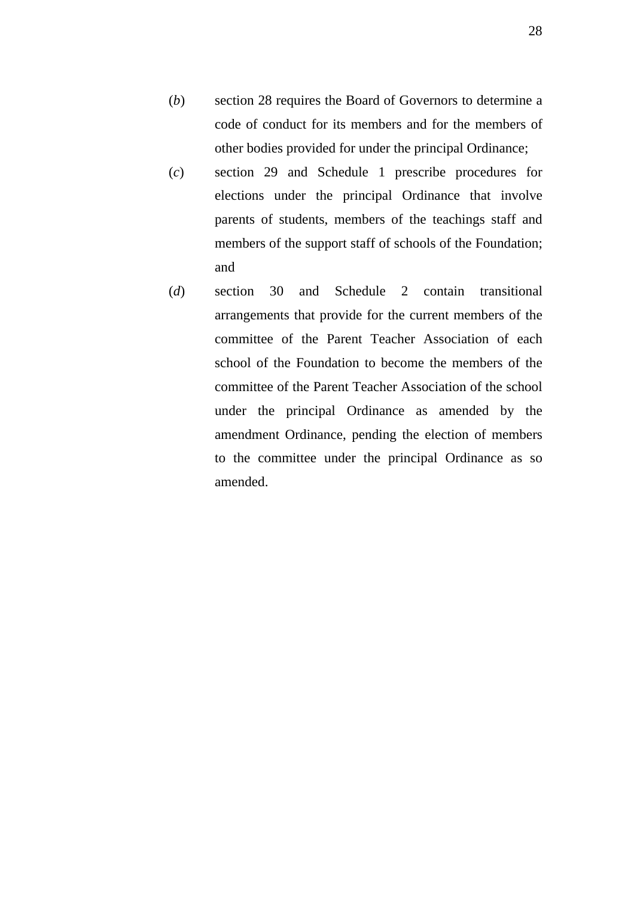(*b*) section 28 requires the Board of Governors to determine a code of conduct for its members and for the members of other bodies provided for under the principal Ordinance;

(*c*) section 29 and Schedule 1 prescribe procedures for elections under the principal Ordinance that involve parents of students, members of the teachings staff and members of the support staff of schools of the Foundation; and

(*d*) section 30 and Schedule 2 contain transitional arrangements that provide for the current members of the committee of the Parent Teacher Association of each school of the Foundation to become the members of the committee of the Parent Teacher Association of the school under the principal Ordinance as amended by the amendment Ordinance, pending the election of members to the committee under the principal Ordinance as so amended.